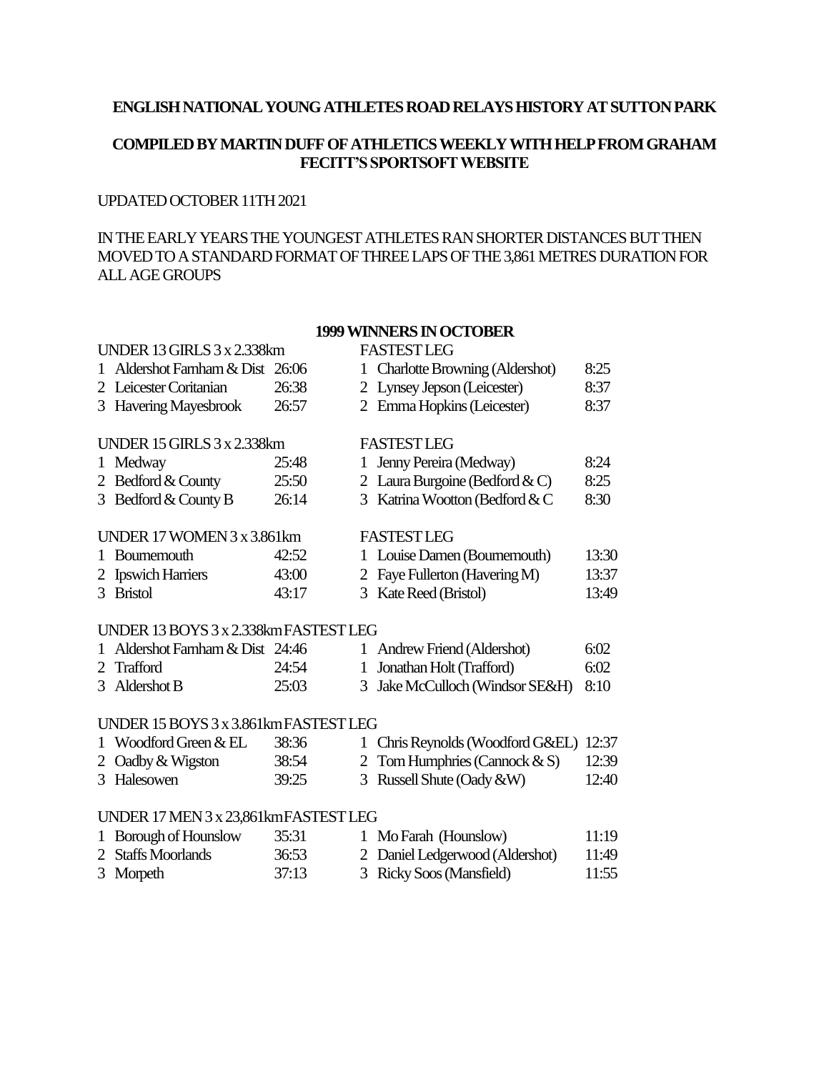**ENGLISH NATIONAL YOUNG ATHLETES ROAD RELAYS HISTORY AT SUTTON PARK**

**COMPILED BY MARTIN DUFF OF ATHLETICS WEEKLY WITH HELP FROM GRAHAM FECITT'S SPORTSOFT WEBSITE**

UPDATED OCTOBER 11TH 2021

IN THE EARLY YEARS THE YOUNGEST ATHLETES RAN SHORTER DISTANCES BUT THEN MOVED TO A STANDARD FORMAT OF THREE LAPS OF THE 3,861 METRES DURATION FOR ALL AGE GROUPS

**1999 WINNERS IN OCTOBER**

| UNDER 13 GIRLS 3 x 2.338km | | FASTEST LEG | |
|---|---|---|---|
| 1 Aldershot Farnham & Dist | 26:06 | 1 Charlotte Browning (Aldershot) | 8:25 |
| 2 Leicester Coritanian | 26:38 | 2 Lynsey Jepson (Leicester) | 8:37 |
| 3 Havering Mayesbrook | 26:57 | 2 Emma Hopkins (Leicester) | 8:37 |

| UNDER 15 GIRLS 3 x 2.338km | | FASTEST LEG | |
|---|---|---|---|
| 1 Medway | 25:48 | 1 Jenny Pereira (Medway) | 8:24 |
| 2 Bedford & County | 25:50 | 2 Laura Burgoine (Bedford & C) | 8:25 |
| 3 Bedford & County B | 26:14 | 3 Katrina Wootton (Bedford & C | 8:30 |

| UNDER 17 WOMEN 3 x 3.861km | | FASTEST LEG | |
|---|---|---|---|
| 1 Bournemouth | 42:52 | 1 Louise Damen (Bournemouth) | 13:30 |
| 2 Ipswich Harriers | 43:00 | 2 Faye Fullerton (Havering M) | 13:37 |
| 3 Bristol | 43:17 | 3 Kate Reed (Bristol) | 13:49 |

| UNDER 13 BOYS 3 x 2.338km | | FASTEST LEG | |
|---|---|---|---|
| 1 Aldershot Farnham & Dist | 24:46 | 1 Andrew Friend (Aldershot) | 6:02 |
| 2 Trafford | 24:54 | 1 Jonathan Holt (Trafford) | 6:02 |
| 3 Aldershot B | 25:03 | 3 Jake McCulloch (Windsor SE&H) | 8:10 |

| UNDER 15 BOYS 3 x 3.861km | | FASTEST LEG | |
|---|---|---|---|
| 1 Woodford Green & EL | 38:36 | 1 Chris Reynolds (Woodford G&EL) | 12:37 |
| 2 Oadby & Wigston | 38:54 | 2 Tom Humphries (Cannock & S) | 12:39 |
| 3 Halesowen | 39:25 | 3 Russell Shute (Oady &W) | 12:40 |

| UNDER 17 MEN 3 x 23,861km | | FASTEST LEG | |
|---|---|---|---|
| 1 Borough of Hounslow | 35:31 | 1 Mo Farah (Hounslow) | 11:19 |
| 2 Staffs Moorlands | 36:53 | 2 Daniel Ledgerwood (Aldershot) | 11:49 |
| 3 Morpeth | 37:13 | 3 Ricky Soos (Mansfield) | 11:55 |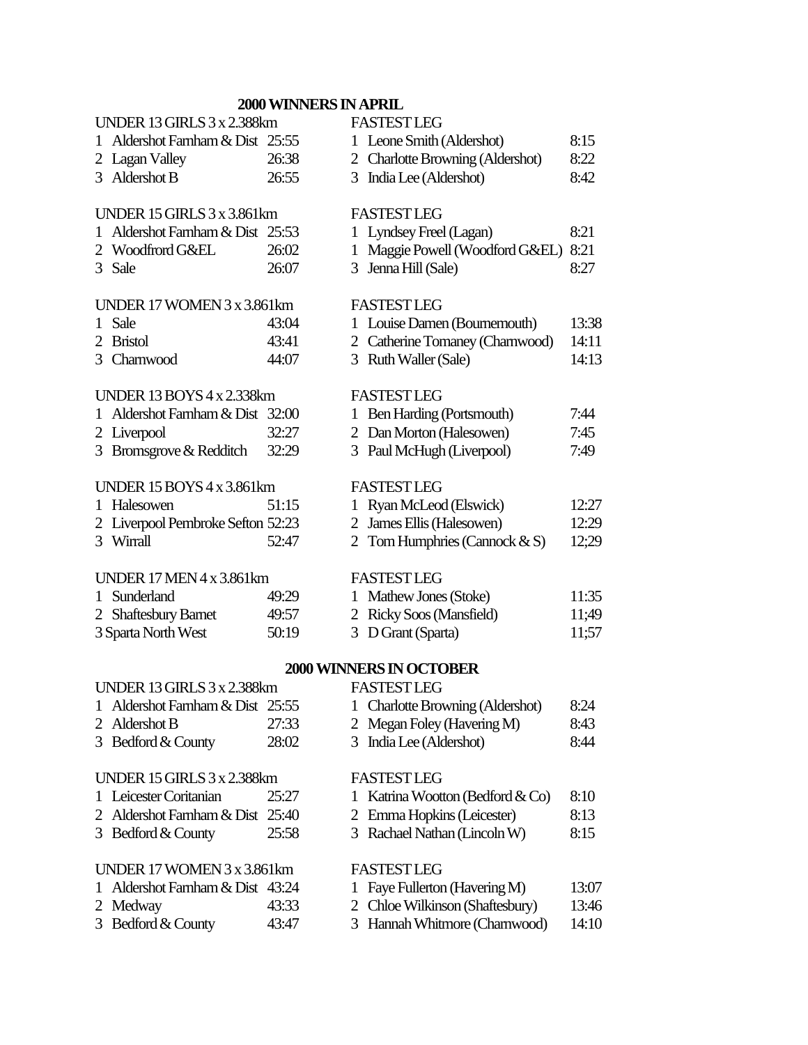## 2000 WINNERS IN APRIL

| UNDER 13 GIRLS 3 x 2.388km | | FASTEST LEG | |
|---|---|---|---|
| 1 Aldershot Farnham & Dist | 25:55 | 1 Leone Smith (Aldershot) | 8:15 |
| 2 Lagan Valley | 26:38 | 2 Charlotte Browning (Aldershot) | 8:22 |
| 3 Aldershot B | 26:55 | 3 India Lee (Aldershot) | 8:42 |

| UNDER 15 GIRLS 3 x 3.861km | | FASTEST LEG | |
|---|---|---|---|
| 1 Aldershot Farnham & Dist | 25:53 | 1 Lyndsey Freel (Lagan) | 8:21 |
| 2 Woodfrord G&EL | 26:02 | 1 Maggie Powell (Woodford G&EL) | 8:21 |
| 3 Sale | 26:07 | 3 Jenna Hill (Sale) | 8:27 |

| UNDER 17 WOMEN 3 x 3.861km | | FASTEST LEG | |
|---|---|---|---|
| 1 Sale | 43:04 | 1 Louise Damen (Bournemouth) | 13:38 |
| 2 Bristol | 43:41 | 2 Catherine Tomaney (Charnwood) | 14:11 |
| 3 Charnwood | 44:07 | 3 Ruth Waller (Sale) | 14:13 |

| UNDER 13 BOYS 4 x 2.338km | | FASTEST LEG | |
|---|---|---|---|
| 1 Aldershot Farnham & Dist | 32:00 | 1 Ben Harding (Portsmouth) | 7:44 |
| 2 Liverpool | 32:27 | 2 Dan Morton (Halesowen) | 7:45 |
| 3 Bromsgrove & Redditch | 32:29 | 3 Paul McHugh (Liverpool) | 7:49 |

| UNDER 15 BOYS 4 x 3.861km | | FASTEST LEG | |
|---|---|---|---|
| 1 Halesowen | 51:15 | 1 Ryan McLeod (Elswick) | 12:27 |
| 2 Liverpool Pembroke Sefton | 52:23 | 2 James Ellis (Halesowen) | 12:29 |
| 3 Wirrall | 52:47 | 2 Tom Humphries (Cannock & S) | 12;29 |

| UNDER 17 MEN 4 x 3.861km | | FASTEST LEG | |
|---|---|---|---|
| 1 Sunderland | 49:29 | 1 Mathew Jones (Stoke) | 11:35 |
| 2 Shaftesbury Barnet | 49:57 | 2 Ricky Soos (Mansfield) | 11;49 |
| 3 Sparta North West | 50:19 | 3 D Grant (Sparta) | 11;57 |

## 2000 WINNERS IN OCTOBER

| UNDER 13 GIRLS 3 x 2.388km | | FASTEST LEG | |
|---|---|---|---|
| 1 Aldershot Farnham & Dist | 25:55 | 1 Charlotte Browning (Aldershot) | 8:24 |
| 2 Aldershot B | 27:33 | 2 Megan Foley (Havering M) | 8:43 |
| 3 Bedford & County | 28:02 | 3 India Lee (Aldershot) | 8:44 |

| UNDER 15 GIRLS 3 x 2.388km | | FASTEST LEG | |
|---|---|---|---|
| 1 Leicester Coritanian | 25:27 | 1 Katrina Wootton (Bedford & Co) | 8:10 |
| 2 Aldershot Farnham & Dist | 25:40 | 2 Emma Hopkins (Leicester) | 8:13 |
| 3 Bedford & County | 25:58 | 3 Rachael Nathan (Lincoln W) | 8:15 |

| UNDER 17 WOMEN 3 x 3.861km | | FASTEST LEG | |
|---|---|---|---|
| 1 Aldershot Farnham & Dist | 43:24 | 1 Faye Fullerton (Havering M) | 13:07 |
| 2 Medway | 43:33 | 2 Chloe Wilkinson (Shaftesbury) | 13:46 |
| 3 Bedford & County | 43:47 | 3 Hannah Whitmore (Charnwood) | 14:10 |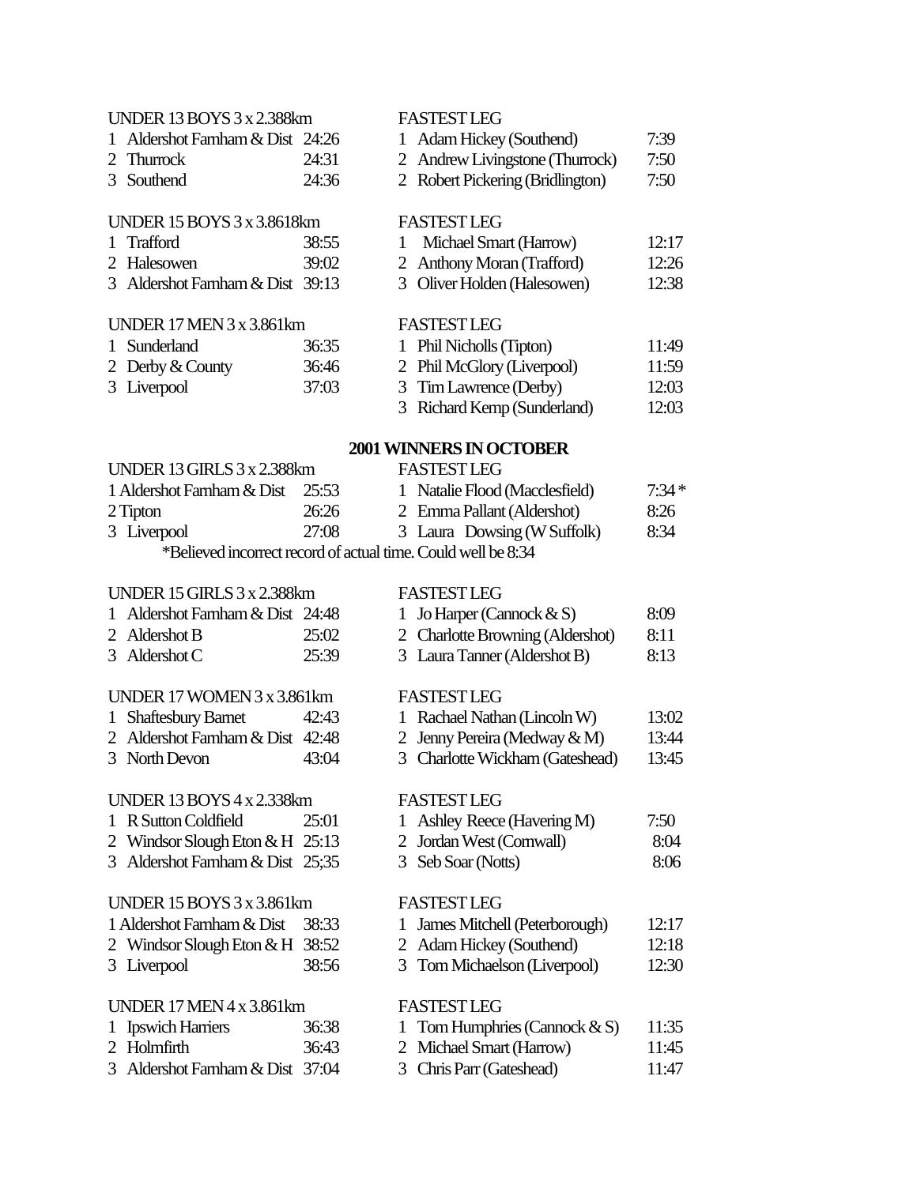| UNDER 13 BOYS 3 x 2.388km | | FASTEST LEG | |
|---|---|---|---|
| 1 Aldershot Farnham & Dist | 24:26 | 1 Adam Hickey (Southend) | 7:39 |
| 2 Thurrock | 24:31 | 2 Andrew Livingstone (Thurrock) | 7:50 |
| 3 Southend | 24:36 | 2 Robert Pickering (Bridlington) | 7:50 |

| UNDER 15 BOYS 3 x 3.8618km | | FASTEST LEG | |
|---|---|---|---|
| 1 Trafford | 38:55 | 1 Michael Smart (Harrow) | 12:17 |
| 2 Halesowen | 39:02 | 2 Anthony Moran (Trafford) | 12:26 |
| 3 Aldershot Farnham & Dist | 39:13 | 3 Oliver Holden (Halesowen) | 12:38 |

| UNDER 17 MEN 3 x 3.861km | | FASTEST LEG | |
|---|---|---|---|
| 1 Sunderland | 36:35 | 1 Phil Nicholls (Tipton) | 11:49 |
| 2 Derby & County | 36:46 | 2 Phil McGlory (Liverpool) | 11:59 |
| 3 Liverpool | 37:03 | 3 Tim Lawrence (Derby) | 12:03 |
| | | 3 Richard Kemp (Sunderland) | 12:03 |

## 2001 WINNERS IN OCTOBER

| UNDER 13 GIRLS 3 x 2.388km | | FASTEST LEG | |
|---|---|---|---|
| 1 Aldershot Farnham & Dist | 25:53 | 1 Natalie Flood (Macclesfield) | 7:34 * |
| 2 Tipton | 26:26 | 2 Emma Pallant (Aldershot) | 8:26 |
| 3 Liverpool | 27:08 | 3 Laura Dowsing (W Suffolk) | 8:34 |

*Believed incorrect record of actual time. Could well be 8:34

| UNDER 15 GIRLS 3 x 2.388km | | FASTEST LEG | |
|---|---|---|---|
| 1 Aldershot Farnham & Dist | 24:48 | 1 Jo Harper (Cannock & S) | 8:09 |
| 2 Aldershot B | 25:02 | 2 Charlotte Browning (Aldershot) | 8:11 |
| 3 Aldershot C | 25:39 | 3 Laura Tanner (Aldershot B) | 8:13 |

| UNDER 17 WOMEN 3 x 3.861km | | FASTEST LEG | |
|---|---|---|---|
| 1 Shaftesbury Barnet | 42:43 | 1 Rachael Nathan (Lincoln W) | 13:02 |
| 2 Aldershot Farnham & Dist | 42:48 | 2 Jenny Pereira (Medway & M) | 13:44 |
| 3 North Devon | 43:04 | 3 Charlotte Wickham (Gateshead) | 13:45 |

| UNDER 13 BOYS 4 x 2.338km | | FASTEST LEG | |
|---|---|---|---|
| 1 R Sutton Coldfield | 25:01 | 1 Ashley Reece (Havering M) | 7:50 |
| 2 Windsor Slough Eton & H | 25:13 | 2 Jordan West (Cornwall) | 8:04 |
| 3 Aldershot Farnham & Dist | 25;35 | 3 Seb Soar (Notts) | 8:06 |

| UNDER 15 BOYS 3 x 3.861km | | FASTEST LEG | |
|---|---|---|---|
| 1 Aldershot Farnham & Dist | 38:33 | 1 James Mitchell (Peterborough) | 12:17 |
| 2 Windsor Slough Eton & H | 38:52 | 2 Adam Hickey (Southend) | 12:18 |
| 3 Liverpool | 38:56 | 3 Tom Michaelson (Liverpool) | 12:30 |

| UNDER 17 MEN 4 x 3.861km | | FASTEST LEG | |
|---|---|---|---|
| 1 Ipswich Harriers | 36:38 | 1 Tom Humphries (Cannock & S) | 11:35 |
| 2 Holmfirth | 36:43 | 2 Michael Smart (Harrow) | 11:45 |
| 3 Aldershot Farnham & Dist | 37:04 | 3 Chris Parr (Gateshead) | 11:47 |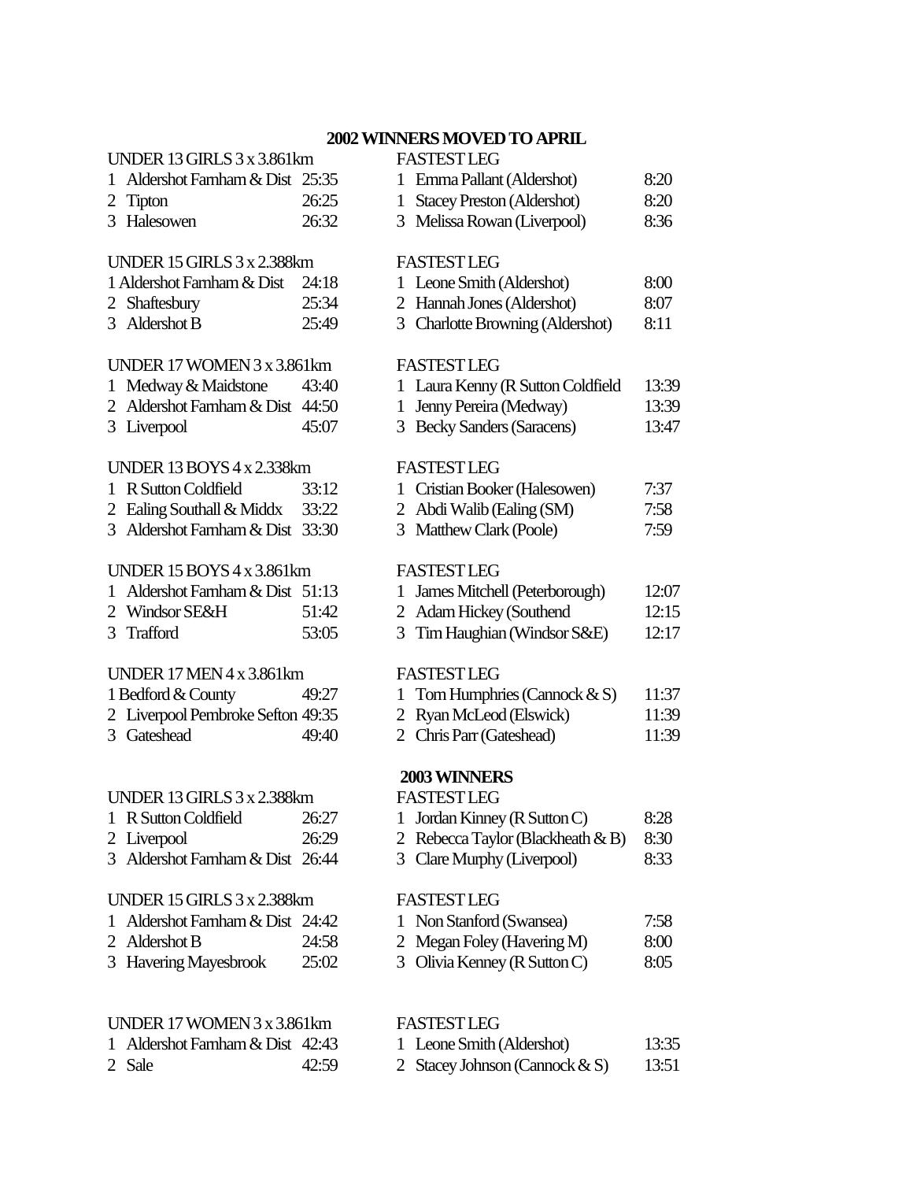## 2002 WINNERS MOVED TO APRIL

| UNDER 13 GIRLS 3 x 3.861km | | FASTEST LEG | |
|---|---|---|---|
| 1 Aldershot Farnham & Dist | 25:35 | 1 Emma Pallant (Aldershot) | 8:20 |
| 2 Tipton | 26:25 | 1 Stacey Preston (Aldershot) | 8:20 |
| 3 Halesowen | 26:32 | 3 Melissa Rowan (Liverpool) | 8:36 |

| UNDER 15 GIRLS 3 x 2.388km | | FASTEST LEG | |
|---|---|---|---|
| 1 Aldershot Farnham & Dist | 24:18 | 1 Leone Smith (Aldershot) | 8:00 |
| 2 Shaftesbury | 25:34 | 2 Hannah Jones (Aldershot) | 8:07 |
| 3 Aldershot B | 25:49 | 3 Charlotte Browning (Aldershot) | 8:11 |

| UNDER 17 WOMEN 3 x 3.861km | | FASTEST LEG | |
|---|---|---|---|
| 1 Medway & Maidstone | 43:40 | 1 Laura Kenny (R Sutton Coldfield | 13:39 |
| 2 Aldershot Farnham & Dist | 44:50 | 1 Jenny Pereira (Medway) | 13:39 |
| 3 Liverpool | 45:07 | 3 Becky Sanders (Saracens) | 13:47 |

| UNDER 13 BOYS 4 x 2.338km | | FASTEST LEG | |
|---|---|---|---|
| 1 R Sutton Coldfield | 33:12 | 1 Cristian Booker (Halesowen) | 7:37 |
| 2 Ealing Southall & Middx | 33:22 | 2 Abdi Walib (Ealing (SM) | 7:58 |
| 3 Aldershot Farnham & Dist | 33:30 | 3 Matthew Clark (Poole) | 7:59 |

| UNDER 15 BOYS 4 x 3.861km | | FASTEST LEG | |
|---|---|---|---|
| 1 Aldershot Farnham & Dist | 51:13 | 1 James Mitchell (Peterborough) | 12:07 |
| 2 Windsor SE&H | 51:42 | 2 Adam Hickey (Southend | 12:15 |
| 3 Trafford | 53:05 | 3 Tim Haughian (Windsor S&E) | 12:17 |

| UNDER 17 MEN 4 x 3.861km | | FASTEST LEG | |
|---|---|---|---|
| 1 Bedford & County | 49:27 | 1 Tom Humphries (Cannock & S) | 11:37 |
| 2 Liverpool Pembroke Sefton | 49:35 | 2 Ryan McLeod (Elswick) | 11:39 |
| 3 Gateshead | 49:40 | 2 Chris Parr (Gateshead) | 11:39 |

## 2003 WINNERS

| UNDER 13 GIRLS 3 x 2.388km | | FASTEST LEG | |
|---|---|---|---|
| 1 R Sutton Coldfield | 26:27 | 1 Jordan Kinney (R Sutton C) | 8:28 |
| 2 Liverpool | 26:29 | 2 Rebecca Taylor (Blackheath & B) | 8:30 |
| 3 Aldershot Farnham & Dist | 26:44 | 3 Clare Murphy (Liverpool) | 8:33 |

| UNDER 15 GIRLS 3 x 2.388km | | FASTEST LEG | |
|---|---|---|---|
| 1 Aldershot Farnham & Dist | 24:42 | 1 Non Stanford (Swansea) | 7:58 |
| 2 Aldershot B | 24:58 | 2 Megan Foley (Havering M) | 8:00 |
| 3 Havering Mayesbrook | 25:02 | 3 Olivia Kenney (R Sutton C) | 8:05 |

| UNDER 17 WOMEN 3 x 3.861km | | FASTEST LEG | |
|---|---|---|---|
| 1 Aldershot Farnham & Dist | 42:43 | 1 Leone Smith (Aldershot) | 13:35 |
| 2 Sale | 42:59 | 2 Stacey Johnson (Cannock & S) | 13:51 |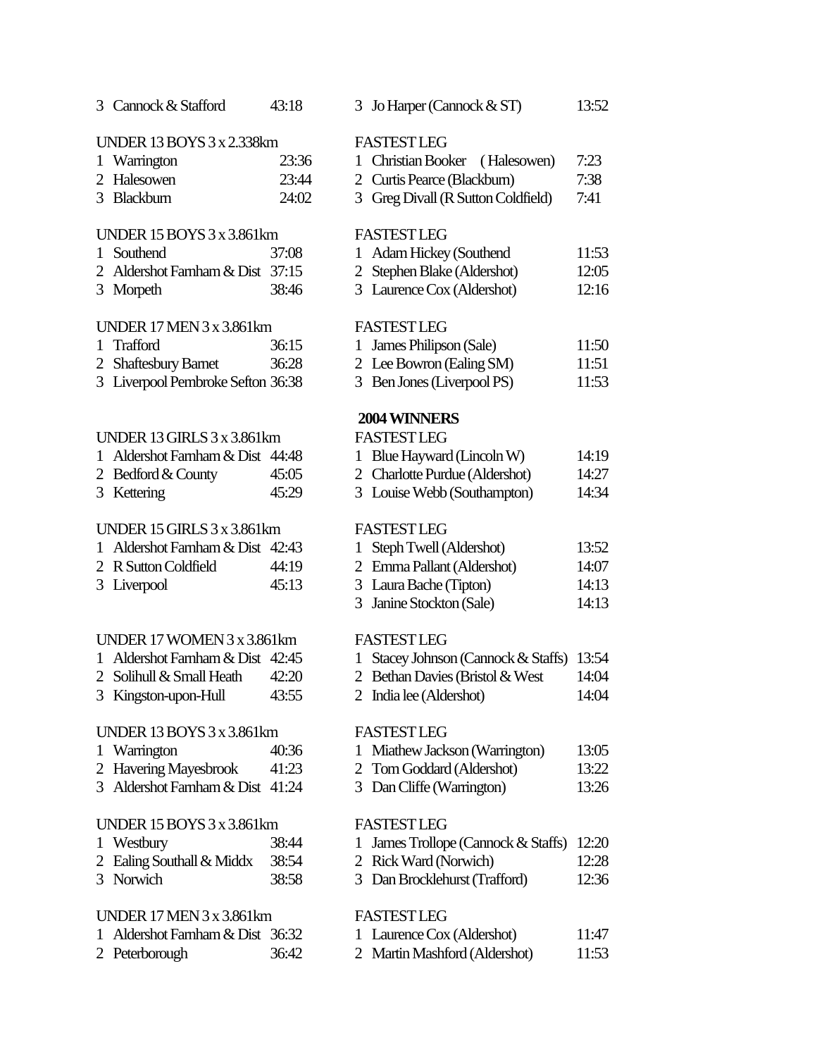3 Cannock & Stafford 43:18 | 3 Jo Harper (Cannock & ST) 13:52

| UNDER 13 BOYS 3 x 2.338km | | FASTEST LEG | |
|---|---|---|---|
| 1 Warrington | 23:36 | 1 Christian Booker (Halesowen) | 7:23 |
| 2 Halesowen | 23:44 | 2 Curtis Pearce (Blackburn) | 7:38 |
| 3 Blackburn | 24:02 | 3 Greg Divall (R Sutton Coldfield) | 7:41 |

| UNDER 15 BOYS 3 x 3.861km | | FASTEST LEG | |
|---|---|---|---|
| 1 Southend | 37:08 | 1 Adam Hickey (Southend | 11:53 |
| 2 Aldershot Farnham & Dist | 37:15 | 2 Stephen Blake (Aldershot) | 12:05 |
| 3 Morpeth | 38:46 | 3 Laurence Cox (Aldershot) | 12:16 |

| UNDER 17 MEN 3 x 3.861km | | FASTEST LEG | |
|---|---|---|---|
| 1 Trafford | 36:15 | 1 James Philipson (Sale) | 11:50 |
| 2 Shaftesbury Barnet | 36:28 | 2 Lee Bowron (Ealing SM) | 11:51 |
| 3 Liverpool Pembroke Sefton | 36:38 | 3 Ben Jones (Liverpool PS) | 11:53 |

**2004 WINNERS**

| UNDER 13 GIRLS 3 x 3.861km | | FASTEST LEG | |
|---|---|---|---|
| 1 Aldershot Farnham & Dist | 44:48 | 1 Blue Hayward (Lincoln W) | 14:19 |
| 2 Bedford & County | 45:05 | 2 Charlotte Purdue (Aldershot) | 14:27 |
| 3 Kettering | 45:29 | 3 Louise Webb (Southampton) | 14:34 |

| UNDER 15 GIRLS 3 x 3.861km | | FASTEST LEG | |
|---|---|---|---|
| 1 Aldershot Farnham & Dist | 42:43 | 1 Steph Twell (Aldershot) | 13:52 |
| 2 R Sutton Coldfield | 44:19 | 2 Emma Pallant (Aldershot) | 14:07 |
| 3 Liverpool | 45:13 | 3 Laura Bache (Tipton) | 14:13 |
| | | 3 Janine Stockton (Sale) | 14:13 |

| UNDER 17 WOMEN 3 x 3.861km | | FASTEST LEG | |
|---|---|---|---|
| 1 Aldershot Farnham & Dist | 42:45 | 1 Stacey Johnson (Cannock & Staffs) | 13:54 |
| 2 Solihull & Small Heath | 42:20 | 2 Bethan Davies (Bristol & West | 14:04 |
| 3 Kingston-upon-Hull | 43:55 | 2 India lee (Aldershot) | 14:04 |

| UNDER 13 BOYS 3 x 3.861km | | FASTEST LEG | |
|---|---|---|---|
| 1 Warrington | 40:36 | 1 Miathew Jackson (Warrington) | 13:05 |
| 2 Havering Mayesbrook | 41:23 | 2 Tom Goddard (Aldershot) | 13:22 |
| 3 Aldershot Farnham & Dist | 41:24 | 3 Dan Cliffe (Warrington) | 13:26 |

| UNDER 15 BOYS 3 x 3.861km | | FASTEST LEG | |
|---|---|---|---|
| 1 Westbury | 38:44 | 1 James Trollope (Cannock & Staffs) | 12:20 |
| 2 Ealing Southall & Middx | 38:54 | 2 Rick Ward (Norwich) | 12:28 |
| 3 Norwich | 38:58 | 3 Dan Brocklehurst (Trafford) | 12:36 |

| UNDER 17 MEN 3 x 3.861km | | FASTEST LEG | |
|---|---|---|---|
| 1 Aldershot Farnham & Dist | 36:32 | 1 Laurence Cox (Aldershot) | 11:47 |
| 2 Peterborough | 36:42 | 2 Martin Mashford (Aldershot) | 11:53 |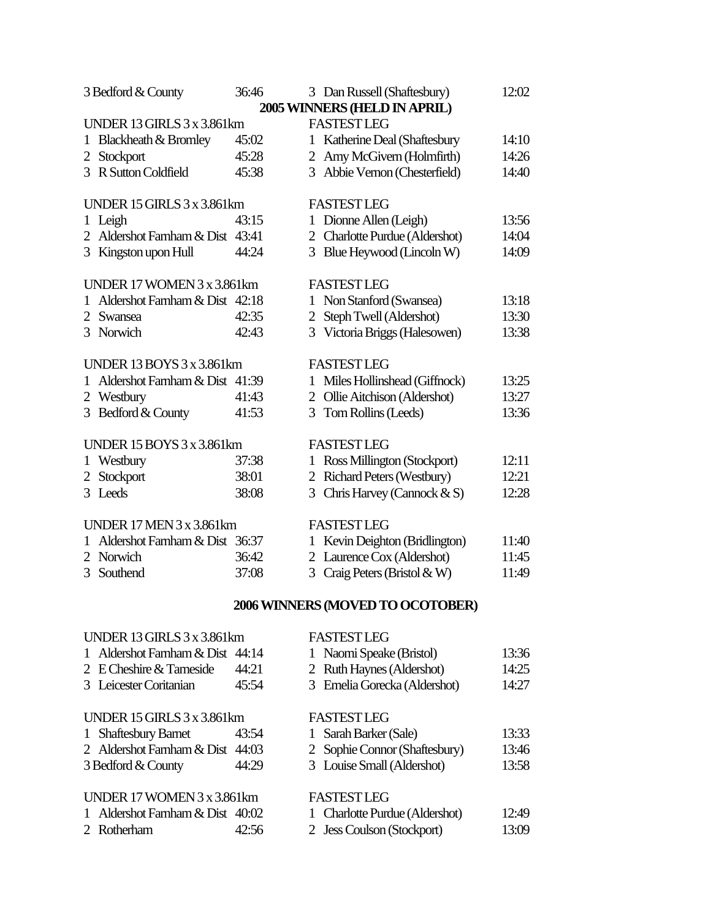| | | | |
|---|---|---|---|
| 3 Bedford & County | 36:46 | 3 Dan Russell (Shaftesbury) | 12:02 |

**2005 WINNERS (HELD IN APRIL)**

| UNDER 13 GIRLS 3 x 3.861km | | FASTEST LEG | |
|---|---|---|---|
| 1 Blackheath & Bromley | 45:02 | 1 Katherine Deal (Shaftesbury | 14:10 |
| 2 Stockport | 45:28 | 2 Amy McGivern (Holmfirth) | 14:26 |
| 3 R Sutton Coldfield | 45:38 | 3 Abbie Vernon (Chesterfield) | 14:40 |

| UNDER 15 GIRLS 3 x 3.861km | | FASTEST LEG | |
|---|---|---|---|
| 1 Leigh | 43:15 | 1 Dionne Allen (Leigh) | 13:56 |
| 2 Aldershot Farnham & Dist | 43:41 | 2 Charlotte Purdue (Aldershot) | 14:04 |
| 3 Kingston upon Hull | 44:24 | 3 Blue Heywood (Lincoln W) | 14:09 |

| UNDER 17 WOMEN 3 x 3.861km | | FASTEST LEG | |
|---|---|---|---|
| 1 Aldershot Farnham & Dist | 42:18 | 1 Non Stanford (Swansea) | 13:18 |
| 2 Swansea | 42:35 | 2 Steph Twell (Aldershot) | 13:30 |
| 3 Norwich | 42:43 | 3 Victoria Briggs (Halesowen) | 13:38 |

| UNDER 13 BOYS 3 x 3.861km | | FASTEST LEG | |
|---|---|---|---|
| 1 Aldershot Farnham & Dist | 41:39 | 1 Miles Hollinshead (Giffnock) | 13:25 |
| 2 Westbury | 41:43 | 2 Ollie Aitchison (Aldershot) | 13:27 |
| 3 Bedford & County | 41:53 | 3 Tom Rollins (Leeds) | 13:36 |

| UNDER 15 BOYS 3 x 3.861km | | FASTEST LEG | |
|---|---|---|---|
| 1 Westbury | 37:38 | 1 Ross Millington (Stockport) | 12:11 |
| 2 Stockport | 38:01 | 2 Richard Peters (Westbury) | 12:21 |
| 3 Leeds | 38:08 | 3 Chris Harvey (Cannock & S) | 12:28 |

| UNDER 17 MEN 3 x 3.861km | | FASTEST LEG | |
|---|---|---|---|
| 1 Aldershot Farnham & Dist | 36:37 | 1 Kevin Deighton (Bridlington) | 11:40 |
| 2 Norwich | 36:42 | 2 Laurence Cox (Aldershot) | 11:45 |
| 3 Southend | 37:08 | 3 Craig Peters (Bristol & W) | 11:49 |

**2006 WINNERS (MOVED TO OCOTOBER)**

| UNDER 13 GIRLS 3 x 3.861km | | FASTEST LEG | |
|---|---|---|---|
| 1 Aldershot Farnham & Dist | 44:14 | 1 Naomi Speake (Bristol) | 13:36 |
| 2 E Cheshire & Tameside | 44:21 | 2 Ruth Haynes (Aldershot) | 14:25 |
| 3 Leicester Coritanian | 45:54 | 3 Emelia Gorecka (Aldershot) | 14:27 |

| UNDER 15 GIRLS 3 x 3.861km | | FASTEST LEG | |
|---|---|---|---|
| 1 Shaftesbury Barnet | 43:54 | 1 Sarah Barker (Sale) | 13:33 |
| 2 Aldershot Farnham & Dist | 44:03 | 2 Sophie Connor (Shaftesbury) | 13:46 |
| 3 Bedford & County | 44:29 | 3 Louise Small (Aldershot) | 13:58 |

| UNDER 17 WOMEN 3 x 3.861km | | FASTEST LEG | |
|---|---|---|---|
| 1 Aldershot Farnham & Dist | 40:02 | 1 Charlotte Purdue (Aldershot) | 12:49 |
| 2 Rotherham | 42:56 | 2 Jess Coulson (Stockport) | 13:09 |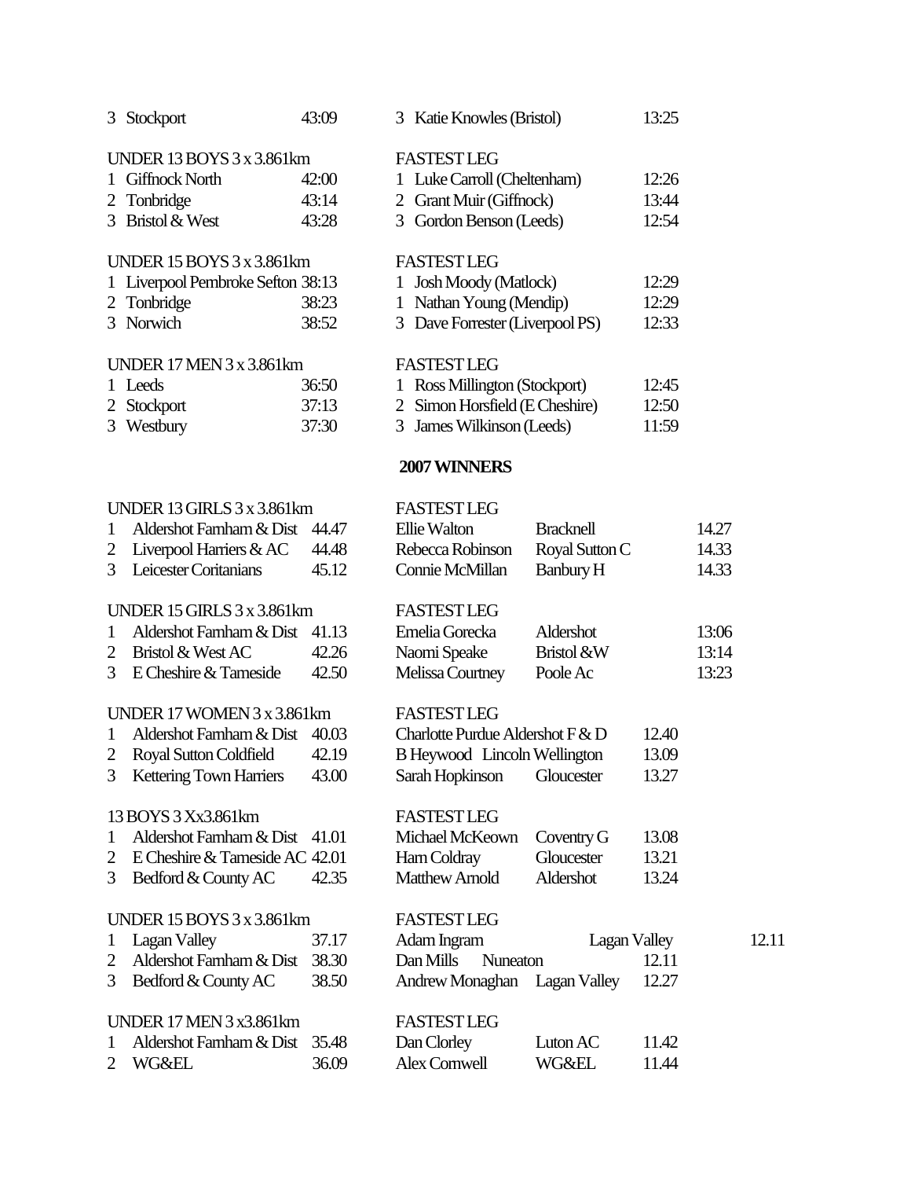| | | | | | |
|---|---|---|---|---|---|
| 3 | Stockport | 43:09 | 3 | Katie Knowles (Bristol) | 13:25 |

UNDER 13 BOYS 3 x 3.861km

| | | | FASTEST LEG | |
|---|---|---|---|---|
| 1 | Giffnock North | 42:00 | 1 Luke Carroll (Cheltenham) | 12:26 |
| 2 | Tonbridge | 43:14 | 2 Grant Muir (Giffnock) | 13:44 |
| 3 | Bristol & West | 43:28 | 3 Gordon Benson (Leeds) | 12:54 |

UNDER 15 BOYS 3 x 3.861km

| | | | FASTEST LEG | |
|---|---|---|---|---|
| 1 | Liverpool Pembroke Sefton | 38:13 | 1 Josh Moody (Matlock) | 12:29 |
| 2 | Tonbridge | 38:23 | 1 Nathan Young (Mendip) | 12:29 |
| 3 | Norwich | 38:52 | 3 Dave Forrester (Liverpool PS) | 12:33 |

UNDER 17 MEN 3 x 3.861km

| | | | FASTEST LEG | |
|---|---|---|---|---|
| 1 | Leeds | 36:50 | 1 Ross Millington (Stockport) | 12:45 |
| 2 | Stockport | 37:13 | 2 Simon Horsfield (E Cheshire) | 12:50 |
| 3 | Westbury | 37:30 | 3 James Wilkinson (Leeds) | 11:59 |

**2007 WINNERS**

UNDER 13 GIRLS 3 x 3.861km

| | | | FASTEST LEG | | |
|---|---|---|---|---|---|
| 1 | Aldershot Farnham & Dist | 44.47 | Ellie Walton | Bracknell | 14.27 |
| 2 | Liverpool Harriers & AC | 44.48 | Rebecca Robinson | Royal Sutton C | 14.33 |
| 3 | Leicester Coritanians | 45.12 | Connie McMillan | Banbury H | 14.33 |

UNDER 15 GIRLS 3 x 3.861km

| | | | FASTEST LEG | | |
|---|---|---|---|---|---|
| 1 | Aldershot Farnham & Dist | 41.13 | Emelia Gorecka | Aldershot | 13:06 |
| 2 | Bristol & West AC | 42.26 | Naomi Speake | Bristol &W | 13:14 |
| 3 | E Cheshire & Tameside | 42.50 | Melissa Courtney | Poole Ac | 13:23 |

UNDER 17 WOMEN 3 x 3.861km

| | | | FASTEST LEG | | |
|---|---|---|---|---|---|
| 1 | Aldershot Farnham & Dist | 40.03 | Charlotte Purdue | Aldershot F & D | 12.40 |
| 2 | Royal Sutton Coldfield | 42.19 | B Heywood | Lincoln Wellington | 13.09 |
| 3 | Kettering Town Harriers | 43.00 | Sarah Hopkinson | Gloucester | 13.27 |

13 BOYS 3 Xx3.861km

| | | | FASTEST LEG | | |
|---|---|---|---|---|---|
| 1 | Aldershot Farnham & Dist | 41.01 | Michael McKeown | Coventry G | 13.08 |
| 2 | E Cheshire & Tameside AC | 42.01 | Ham Coldray | Gloucester | 13.21 |
| 3 | Bedford & County AC | 42.35 | Matthew Arnold | Aldershot | 13.24 |

UNDER 15 BOYS 3 x 3.861km

| | | | FASTEST LEG | | |
|---|---|---|---|---|---|
| 1 | Lagan Valley | 37.17 | Adam Ingram | Lagan Valley | 12.11 |
| 2 | Aldershot Farnham & Dist | 38.30 | Dan Mills | Nuneaton | 12.11 |
| 3 | Bedford & County AC | 38.50 | Andrew Monaghan | Lagan Valley | 12.27 |

UNDER 17 MEN 3 x3.861km

| | | | FASTEST LEG | | |
|---|---|---|---|---|---|
| 1 | Aldershot Farnham & Dist | 35.48 | Dan Clorley | Luton AC | 11.42 |
| 2 | WG&EL | 36.09 | Alex Cornwell | WG&EL | 11.44 |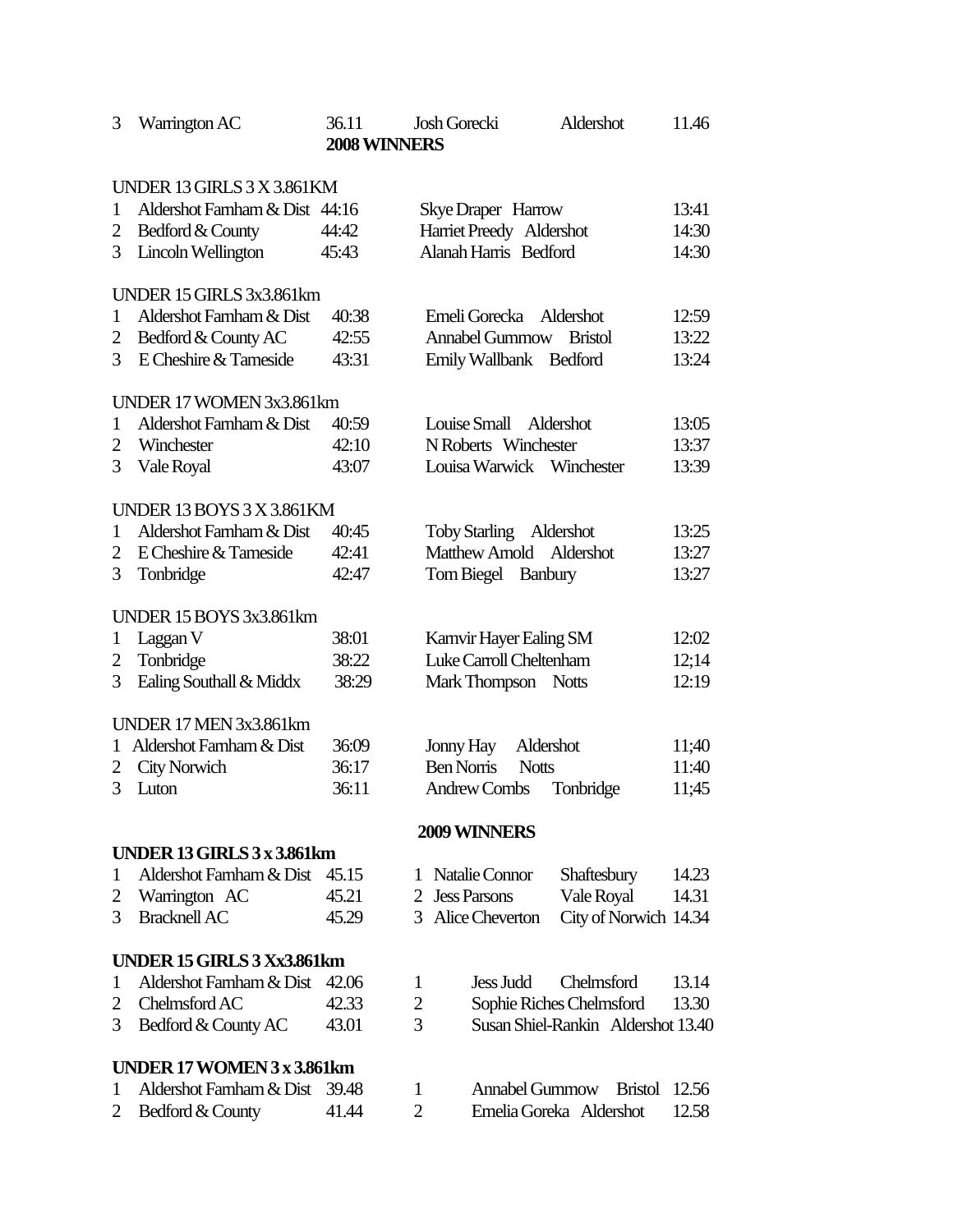| 3 | Warrington AC | 36.11 | Josh Gorecki | Aldershot | 11.46 |
|---|---|---|---|---|---|

**2008 WINNERS**

UNDER 13 GIRLS 3 X 3.861KM

| | Team | Time | Individual | Time |
|---|---|---|---|---|
| 1 | Aldershot Farnham & Dist | 44:16 | Skye Draper Harrow | 13:41 |
| 2 | Bedford & County | 44:42 | Harriet Preedy Aldershot | 14:30 |
| 3 | Lincoln Wellington | 45:43 | Alanah Harris Bedford | 14:30 |

UNDER 15 GIRLS 3x3.861km

| | Team | Time | Individual | Time |
|---|---|---|---|---|
| 1 | Aldershot Farnham & Dist | 40:38 | Emeli Gorecka Aldershot | 12:59 |
| 2 | Bedford & County AC | 42:55 | Annabel Gummow Bristol | 13:22 |
| 3 | E Cheshire & Tameside | 43:31 | Emily Wallbank Bedford | 13:24 |

UNDER 17 WOMEN 3x3.861km

| | Team | Time | Individual | Time |
|---|---|---|---|---|
| 1 | Aldershot Farnham & Dist | 40:59 | Louise Small Aldershot | 13:05 |
| 2 | Winchester | 42:10 | N Roberts Winchester | 13:37 |
| 3 | Vale Royal | 43:07 | Louisa Warwick Winchester | 13:39 |

UNDER 13 BOYS 3 X 3.861KM

| | Team | Time | Individual | Time |
|---|---|---|---|---|
| 1 | Aldershot Farnham & Dist | 40:45 | Toby Starling Aldershot | 13:25 |
| 2 | E Cheshire & Tameside | 42:41 | Matthew Arnold Aldershot | 13:27 |
| 3 | Tonbridge | 42:47 | Tom Biegel Banbury | 13:27 |

UNDER 15 BOYS 3x3.861km

| | Team | Time | Individual | Time |
|---|---|---|---|---|
| 1 | Laggan V | 38:01 | Karnvir Hayer Ealing SM | 12:02 |
| 2 | Tonbridge | 38:22 | Luke Carroll Cheltenham | 12;14 |
| 3 | Ealing Southall & Middx | 38:29 | Mark Thompson Notts | 12:19 |

UNDER 17 MEN 3x3.861km

| | Team | Time | Individual | Time |
|---|---|---|---|---|
| 1 | Aldershot Farnham & Dist | 36:09 | Jonny Hay Aldershot | 11;40 |
| 2 | City Norwich | 36:17 | Ben Norris Notts | 11:40 |
| 3 | Luton | 36:11 | Andrew Combs Tonbridge | 11;45 |

**2009 WINNERS**

**UNDER 13 GIRLS 3 x 3.861km**

| | Team | Time | | Individual | Club | Time |
|---|---|---|---|---|---|---|
| 1 | Aldershot Farnham & Dist | 45.15 | 1 | Natalie Connor | Shaftesbury | 14.23 |
| 2 | Warrington AC | 45.21 | 2 | Jess Parsons | Vale Royal | 14.31 |
| 3 | Bracknell AC | 45.29 | 3 | Alice Cheverton | City of Norwich | 14.34 |

**UNDER 15 GIRLS 3 Xx3.861km**

| | Team | Time | | Individual | Club | Time |
|---|---|---|---|---|---|---|
| 1 | Aldershot Farnham & Dist | 42.06 | 1 | Jess Judd | Chelmsford | 13.14 |
| 2 | Chelmsford AC | 42.33 | 2 | Sophie Riches | Chelmsford | 13.30 |
| 3 | Bedford & County AC | 43.01 | 3 | Susan Shiel-Rankin | Aldershot | 13.40 |

**UNDER 17 WOMEN 3 x 3.861km**

| | Team | Time | | Individual | Club | Time |
|---|---|---|---|---|---|---|
| 1 | Aldershot Farnham & Dist | 39.48 | 1 | Annabel Gummow | Bristol | 12.56 |
| 2 | Bedford & County | 41.44 | 2 | Emelia Goreka | Aldershot | 12.58 |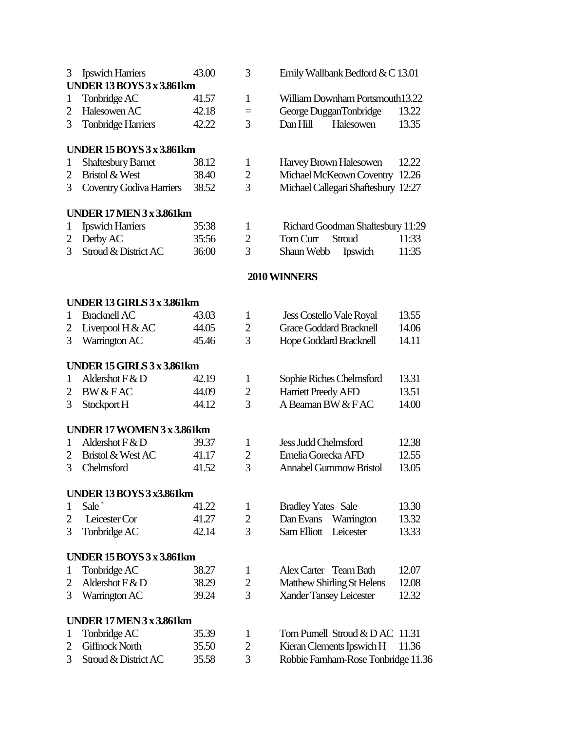| | | | | | |
|---|---|---|---|---|---|
| 3 | Ipswich Harriers | 43.00 | 3 | Emily Wallbank Bedford & C | 13.01 |

**UNDER 13 BOYS 3 x 3.861km**

| | | | | | |
|---|---|---|---|---|---|
| 1 | Tonbridge AC | 41.57 | 1 | William Downham Portsmouth | 13.22 |
| 2 | Halesowen AC | 42.18 | = | George Duggan Tonbridge | 13.22 |
| 3 | Tonbridge Harriers | 42.22 | 3 | Dan Hill Halesowen | 13.35 |

**UNDER 15 BOYS 3 x 3.861km**

| | | | | | |
|---|---|---|---|---|---|
| 1 | Shaftesbury Barnet | 38.12 | 1 | Harvey Brown Halesowen | 12.22 |
| 2 | Bristol & West | 38.40 | 2 | Michael McKeown Coventry | 12.26 |
| 3 | Coventry Godiva Harriers | 38.52 | 3 | Michael Callegari Shaftesbury | 12:27 |

**UNDER 17 MEN 3 x 3.861km**

| | | | | | |
|---|---|---|---|---|---|
| 1 | Ipswich Harriers | 35:38 | 1 | Richard Goodman Shaftesbury | 11:29 |
| 2 | Derby AC | 35:56 | 2 | Tom Curr Stroud | 11:33 |
| 3 | Stroud & District AC | 36:00 | 3 | Shaun Webb Ipswich | 11:35 |

## 2010 WINNERS

**UNDER 13 GIRLS 3 x 3.861km**

| | | | | | |
|---|---|---|---|---|---|
| 1 | Bracknell AC | 43.03 | 1 | Jess Costello Vale Royal | 13.55 |
| 2 | Liverpool H & AC | 44.05 | 2 | Grace Goddard Bracknell | 14.06 |
| 3 | Warrington AC | 45.46 | 3 | Hope Goddard Bracknell | 14.11 |

**UNDER 15 GIRLS 3 x 3.861km**

| | | | | | |
|---|---|---|---|---|---|
| 1 | Aldershot F & D | 42.19 | 1 | Sophie Riches Chelmsford | 13.31 |
| 2 | BW & F AC | 44.09 | 2 | Harriett Preedy AFD | 13.51 |
| 3 | Stockport H | 44.12 | 3 | A Beaman BW & F AC | 14.00 |

**UNDER 17 WOMEN 3 x 3.861km**

| | | | | | |
|---|---|---|---|---|---|
| 1 | Aldershot F & D | 39.37 | 1 | Jess Judd Chelmsford | 12.38 |
| 2 | Bristol & West AC | 41.17 | 2 | Emelia Gorecka AFD | 12.55 |
| 3 | Chelmsford | 41.52 | 3 | Annabel Gummow Bristol | 13.05 |

**UNDER 13 BOYS 3 x3.861km**

| | | | | | |
|---|---|---|---|---|---|
| 1 | Sale ` | 41.22 | 1 | Bradley Yates Sale | 13.30 |
| 2 | Leicester Cor | 41.27 | 2 | Dan Evans Warrington | 13.32 |
| 3 | Tonbridge AC | 42.14 | 3 | Sam Elliott Leicester | 13.33 |

**UNDER 15 BOYS 3 x 3.861km**

| | | | | | |
|---|---|---|---|---|---|
| 1 | Tonbridge AC | 38.27 | 1 | Alex Carter Team Bath | 12.07 |
| 2 | Aldershot F & D | 38.29 | 2 | Matthew Shirling St Helens | 12.08 |
| 3 | Warrington AC | 39.24 | 3 | Xander Tansey Leicester | 12.32 |

**UNDER 17 MEN 3 x 3.861km**

| | | | | | |
|---|---|---|---|---|---|
| 1 | Tonbridge AC | 35.39 | 1 | Tom Purnell Stroud & D AC | 11.31 |
| 2 | Giffnock North | 35.50 | 2 | Kieran Clements Ipswich H | 11.36 |
| 3 | Stroud & District AC | 35.58 | 3 | Robbie Farnham-Rose Tonbridge | 11.36 |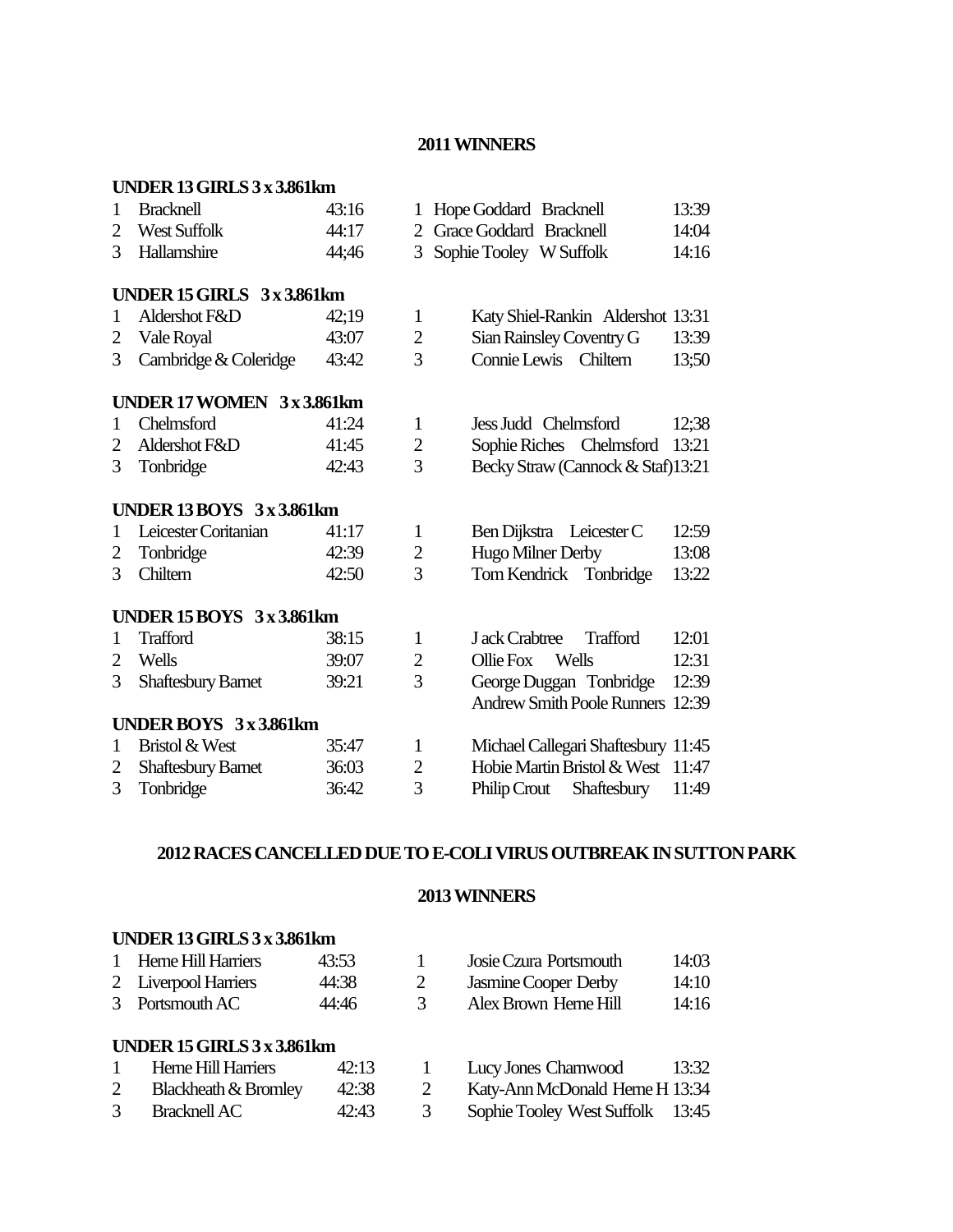## 2011 WINNERS

### UNDER 13 GIRLS 3 x 3.861km

| | Team | Time | | Individual | Time |
|---|---|---|---|---|---|
| 1 | Bracknell | 43:16 | 1 | Hope Goddard Bracknell | 13:39 |
| 2 | West Suffolk | 44:17 | 2 | Grace Goddard Bracknell | 14:04 |
| 3 | Hallamshire | 44;46 | 3 | Sophie Tooley W Suffolk | 14:16 |

### UNDER 15 GIRLS 3 x 3.861km

| | Team | Time | | Individual | Time |
|---|---|---|---|---|---|
| 1 | Aldershot F&D | 42;19 | 1 | Katy Shiel-Rankin Aldershot | 13:31 |
| 2 | Vale Royal | 43:07 | 2 | Sian Rainsley Coventry G | 13:39 |
| 3 | Cambridge & Coleridge | 43:42 | 3 | Connie Lewis Chiltern | 13;50 |

### UNDER 17 WOMEN 3 x 3.861km

| | Team | Time | | Individual | Time |
|---|---|---|---|---|---|
| 1 | Chelmsford | 41:24 | 1 | Jess Judd Chelmsford | 12;38 |
| 2 | Aldershot F&D | 41:45 | 2 | Sophie Riches Chelmsford | 13:21 |
| 3 | Tonbridge | 42:43 | 3 | Becky Straw (Cannock & Staf) | 13:21 |

### UNDER 13 BOYS 3 x 3.861km

| | Team | Time | | Individual | Time |
|---|---|---|---|---|---|
| 1 | Leicester Coritanian | 41:17 | 1 | Ben Dijkstra Leicester C | 12:59 |
| 2 | Tonbridge | 42:39 | 2 | Hugo Milner Derby | 13:08 |
| 3 | Chiltern | 42:50 | 3 | Tom Kendrick Tonbridge | 13:22 |

### UNDER 15 BOYS 3 x 3.861km

| | Team | Time | | Individual | Time |
|---|---|---|---|---|---|
| 1 | Trafford | 38:15 | 1 | J ack Crabtree Trafford | 12:01 |
| 2 | Wells | 39:07 | 2 | Ollie Fox Wells | 12:31 |
| 3 | Shaftesbury Barnet | 39:21 | 3 | George Duggan Tonbridge | 12:39 |
| | | | | Andrew Smith Poole Runners | 12:39 |

### UNDER BOYS 3 x 3.861km

| | Team | Time | | Individual | Time |
|---|---|---|---|---|---|
| 1 | Bristol & West | 35:47 | 1 | Michael Callegari Shaftesbury | 11:45 |
| 2 | Shaftesbury Barnet | 36:03 | 2 | Hobie Martin Bristol & West | 11:47 |
| 3 | Tonbridge | 36:42 | 3 | Philip Crout Shaftesbury | 11:49 |

## 2012 RACES CANCELLED DUE TO E-COLI VIRUS OUTBREAK IN SUTTON PARK

## 2013 WINNERS

### UNDER 13 GIRLS 3 x 3.861km

| | Team | Time | | Individual | Time |
|---|---|---|---|---|---|
| 1 | Herne Hill Harriers | 43:53 | 1 | Josie Czura Portsmouth | 14:03 |
| 2 | Liverpool Harriers | 44:38 | 2 | Jasmine Cooper Derby | 14:10 |
| 3 | Portsmouth AC | 44:46 | 3 | Alex Brown Herne Hill | 14:16 |

### UNDER 15 GIRLS 3 x 3.861km

| | Team | Time | | Individual | Time |
|---|---|---|---|---|---|
| 1 | Herne Hill Harriers | 42:13 | 1 | Lucy Jones Charnwood | 13:32 |
| 2 | Blackheath & Bromley | 42:38 | 2 | Katy-Ann McDonald Herne H | 13:34 |
| 3 | Bracknell AC | 42:43 | 3 | Sophie Tooley West Suffolk | 13:45 |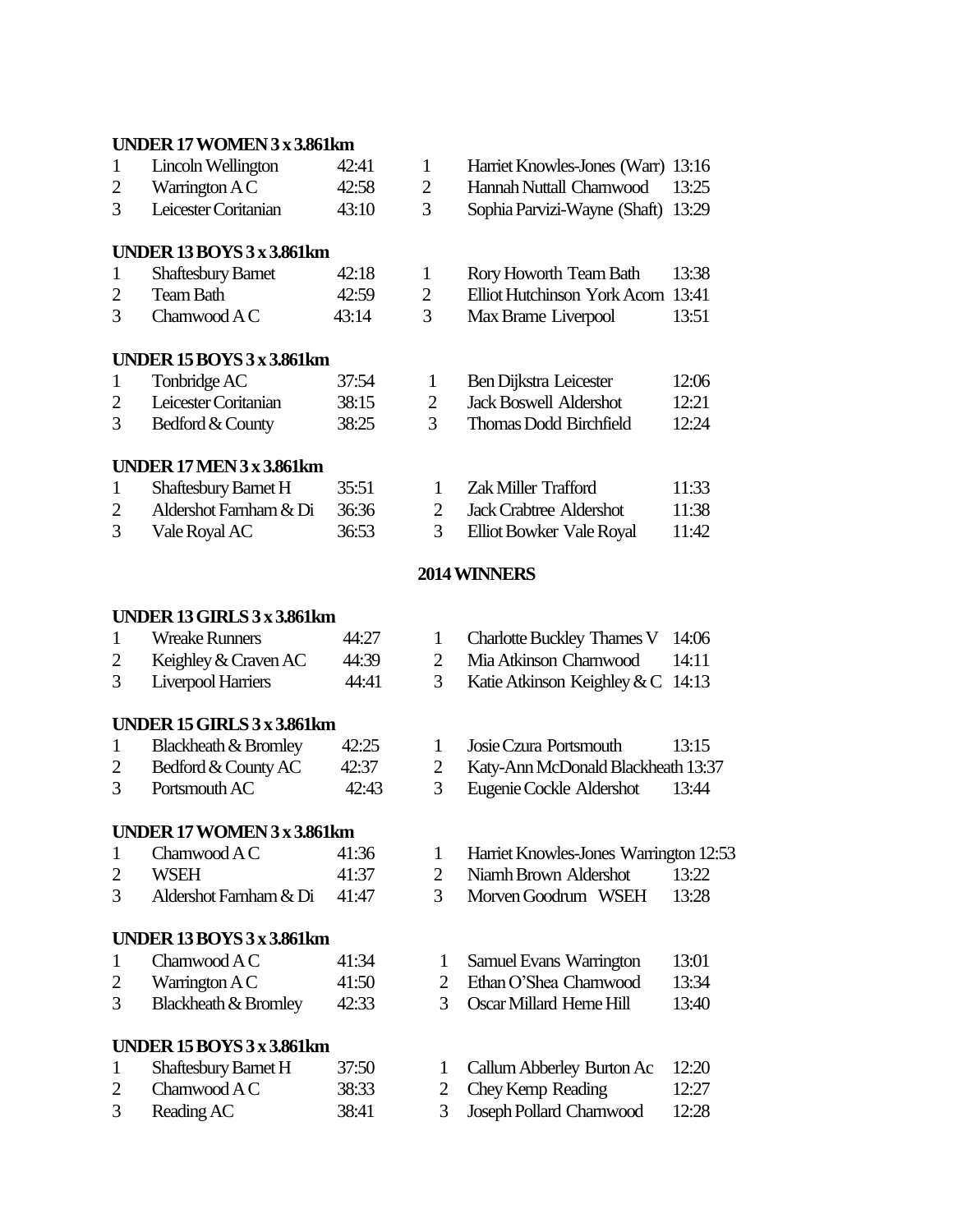**UNDER 17 WOMEN 3 x 3.861km**

| | Team | Time | | Individual | Time |
|---|---|---|---|---|---|
| 1 | Lincoln Wellington | 42:41 | 1 | Harriet Knowles-Jones (Warr) | 13:16 |
| 2 | Warrington A C | 42:58 | 2 | Hannah Nuttall Charnwood | 13:25 |
| 3 | Leicester Coritanian | 43:10 | 3 | Sophia Parvizi-Wayne (Shaft) | 13:29 |

**UNDER 13 BOYS 3 x 3.861km**

| | Team | Time | | Individual | Time |
|---|---|---|---|---|---|
| 1 | Shaftesbury Barnet | 42:18 | 1 | Rory Howorth Team Bath | 13:38 |
| 2 | Team Bath | 42:59 | 2 | Elliot Hutchinson York Acorn | 13:41 |
| 3 | Charnwood A C | 43:14 | 3 | Max Brame Liverpool | 13:51 |

**UNDER 15 BOYS 3 x 3.861km**

| | Team | Time | | Individual | Time |
|---|---|---|---|---|---|
| 1 | Tonbridge AC | 37:54 | 1 | Ben Dijkstra Leicester | 12:06 |
| 2 | Leicester Coritanian | 38:15 | 2 | Jack Boswell Aldershot | 12:21 |
| 3 | Bedford & County | 38:25 | 3 | Thomas Dodd Birchfield | 12:24 |

**UNDER 17 MEN 3 x 3.861km**

| | Team | Time | | Individual | Time |
|---|---|---|---|---|---|
| 1 | Shaftesbury Barnet H | 35:51 | 1 | Zak Miller Trafford | 11:33 |
| 2 | Aldershot Farnham & Di | 36:36 | 2 | Jack Crabtree Aldershot | 11:38 |
| 3 | Vale Royal AC | 36:53 | 3 | Elliot Bowker Vale Royal | 11:42 |

## 2014 WINNERS

**UNDER 13 GIRLS 3 x 3.861km**

| | Team | Time | | Individual | Time |
|---|---|---|---|---|---|
| 1 | Wreake Runners | 44:27 | 1 | Charlotte Buckley Thames V | 14:06 |
| 2 | Keighley & Craven AC | 44:39 | 2 | Mia Atkinson Charnwood | 14:11 |
| 3 | Liverpool Harriers | 44:41 | 3 | Katie Atkinson Keighley & C | 14:13 |

**UNDER 15 GIRLS 3 x 3.861km**

| | Team | Time | | Individual | Time |
|---|---|---|---|---|---|
| 1 | Blackheath & Bromley | 42:25 | 1 | Josie Czura Portsmouth | 13:15 |
| 2 | Bedford & County AC | 42:37 | 2 | Katy-Ann McDonald Blackheath | 13:37 |
| 3 | Portsmouth AC | 42:43 | 3 | Eugenie Cockle Aldershot | 13:44 |

**UNDER 17 WOMEN 3 x 3.861km**

| | Team | Time | | Individual | Time |
|---|---|---|---|---|---|
| 1 | Charnwood A C | 41:36 | 1 | Harriet Knowles-Jones Warrington | 12:53 |
| 2 | WSEH | 41:37 | 2 | Niamh Brown Aldershot | 13:22 |
| 3 | Aldershot Farnham & Di | 41:47 | 3 | Morven Goodrum WSEH | 13:28 |

**UNDER 13 BOYS 3 x 3.861km**

| | Team | Time | | Individual | Time |
|---|---|---|---|---|---|
| 1 | Charnwood A C | 41:34 | 1 | Samuel Evans Warrington | 13:01 |
| 2 | Warrington A C | 41:50 | 2 | Ethan O'Shea Charnwood | 13:34 |
| 3 | Blackheath & Bromley | 42:33 | 3 | Oscar Millard Herne Hill | 13:40 |

**UNDER 15 BOYS 3 x 3.861km**

| | Team | Time | | Individual | Time |
|---|---|---|---|---|---|
| 1 | Shaftesbury Barnet H | 37:50 | 1 | Callum Abberley Burton Ac | 12:20 |
| 2 | Charnwood A C | 38:33 | 2 | Chey Kemp Reading | 12:27 |
| 3 | Reading AC | 38:41 | 3 | Joseph Pollard Charnwood | 12:28 |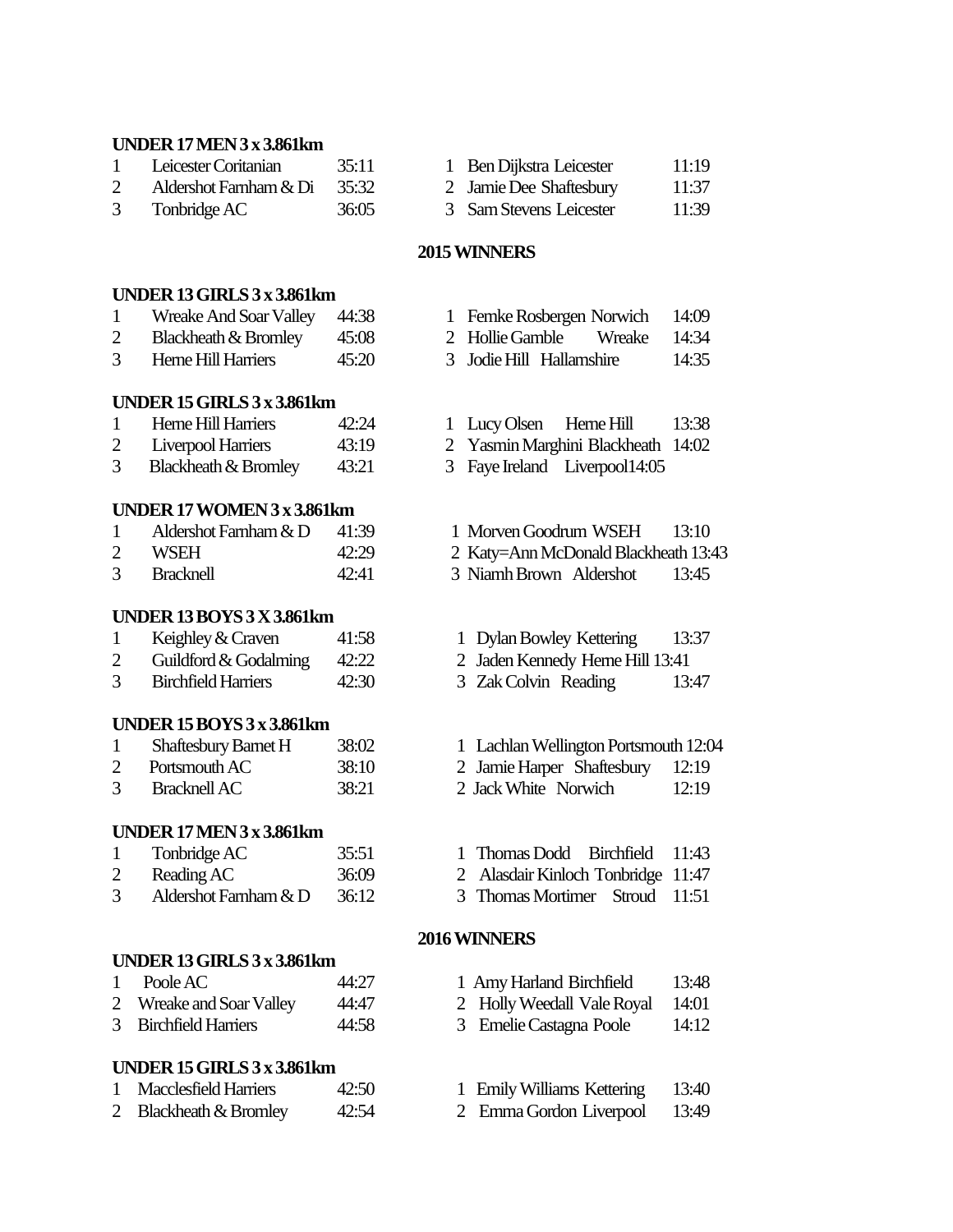**UNDER 17 MEN 3 x 3.861km**

| | Team | Time | | Individual | Time |
|---|---|---|---|---|---|
| 1 | Leicester Coritanian | 35:11 | 1 | Ben Dijkstra Leicester | 11:19 |
| 2 | Aldershot Farnham & Di | 35:32 | 2 | Jamie Dee Shaftesbury | 11:37 |
| 3 | Tonbridge AC | 36:05 | 3 | Sam Stevens Leicester | 11:39 |

**2015 WINNERS**

**UNDER 13 GIRLS 3 x 3.861km**

| | Team | Time | | Individual | Time |
|---|---|---|---|---|---|
| 1 | Wreake And Soar Valley | 44:38 | 1 | Femke Rosbergen Norwich | 14:09 |
| 2 | Blackheath & Bromley | 45:08 | 2 | Hollie Gamble Wreake | 14:34 |
| 3 | Herne Hill Harriers | 45:20 | 3 | Jodie Hill Hallamshire | 14:35 |

**UNDER 15 GIRLS 3 x 3.861km**

| | Team | Time | | Individual | Time |
|---|---|---|---|---|---|
| 1 | Herne Hill Harriers | 42:24 | 1 | Lucy Olsen Herne Hill | 13:38 |
| 2 | Liverpool Harriers | 43:19 | 2 | Yasmin Marghini Blackheath | 14:02 |
| 3 | Blackheath & Bromley | 43:21 | 3 | Faye Ireland Liverpool | 14:05 |

**UNDER 17 WOMEN 3 x 3.861km**

| | Team | Time | | Individual | Time |
|---|---|---|---|---|---|
| 1 | Aldershot Farnham & D | 41:39 | 1 | Morven Goodrum WSEH | 13:10 |
| 2 | WSEH | 42:29 | 2 | Katy=Ann McDonald Blackheath | 13:43 |
| 3 | Bracknell | 42:41 | 3 | Niamh Brown Aldershot | 13:45 |

**UNDER 13 BOYS 3 X 3.861km**

| | Team | Time | | Individual | Time |
|---|---|---|---|---|---|
| 1 | Keighley & Craven | 41:58 | 1 | Dylan Bowley Kettering | 13:37 |
| 2 | Guildford & Godalming | 42:22 | 2 | Jaden Kennedy Herne Hill | 13:41 |
| 3 | Birchfield Harriers | 42:30 | 3 | Zak Colvin Reading | 13:47 |

**UNDER 15 BOYS 3 x 3.861km**

| | Team | Time | | Individual | Time |
|---|---|---|---|---|---|
| 1 | Shaftesbury Barnet H | 38:02 | 1 | Lachlan Wellington Portsmouth | 12:04 |
| 2 | Portsmouth AC | 38:10 | 2 | Jamie Harper Shaftesbury | 12:19 |
| 3 | Bracknell AC | 38:21 | 2 | Jack White Norwich | 12:19 |

**UNDER 17 MEN 3 x 3.861km**

| | Team | Time | | Individual | Time |
|---|---|---|---|---|---|
| 1 | Tonbridge AC | 35:51 | 1 | Thomas Dodd Birchfield | 11:43 |
| 2 | Reading AC | 36:09 | 2 | Alasdair Kinloch Tonbridge | 11:47 |
| 3 | Aldershot Farnham & D | 36:12 | 3 | Thomas Mortimer Stroud | 11:51 |

**2016 WINNERS**

**UNDER 13 GIRLS 3 x 3.861km**

| | Team | Time | | Individual | Time |
|---|---|---|---|---|---|
| 1 | Poole AC | 44:27 | 1 | Amy Harland Birchfield | 13:48 |
| 2 | Wreake and Soar Valley | 44:47 | 2 | Holly Weedall Vale Royal | 14:01 |
| 3 | Birchfield Harriers | 44:58 | 3 | Emelie Castagna Poole | 14:12 |

**UNDER 15 GIRLS 3 x 3.861km**

| | Team | Time | | Individual | Time |
|---|---|---|---|---|---|
| 1 | Macclesfield Harriers | 42:50 | 1 | Emily Williams Kettering | 13:40 |
| 2 | Blackheath & Bromley | 42:54 | 2 | Emma Gordon Liverpool | 13:49 |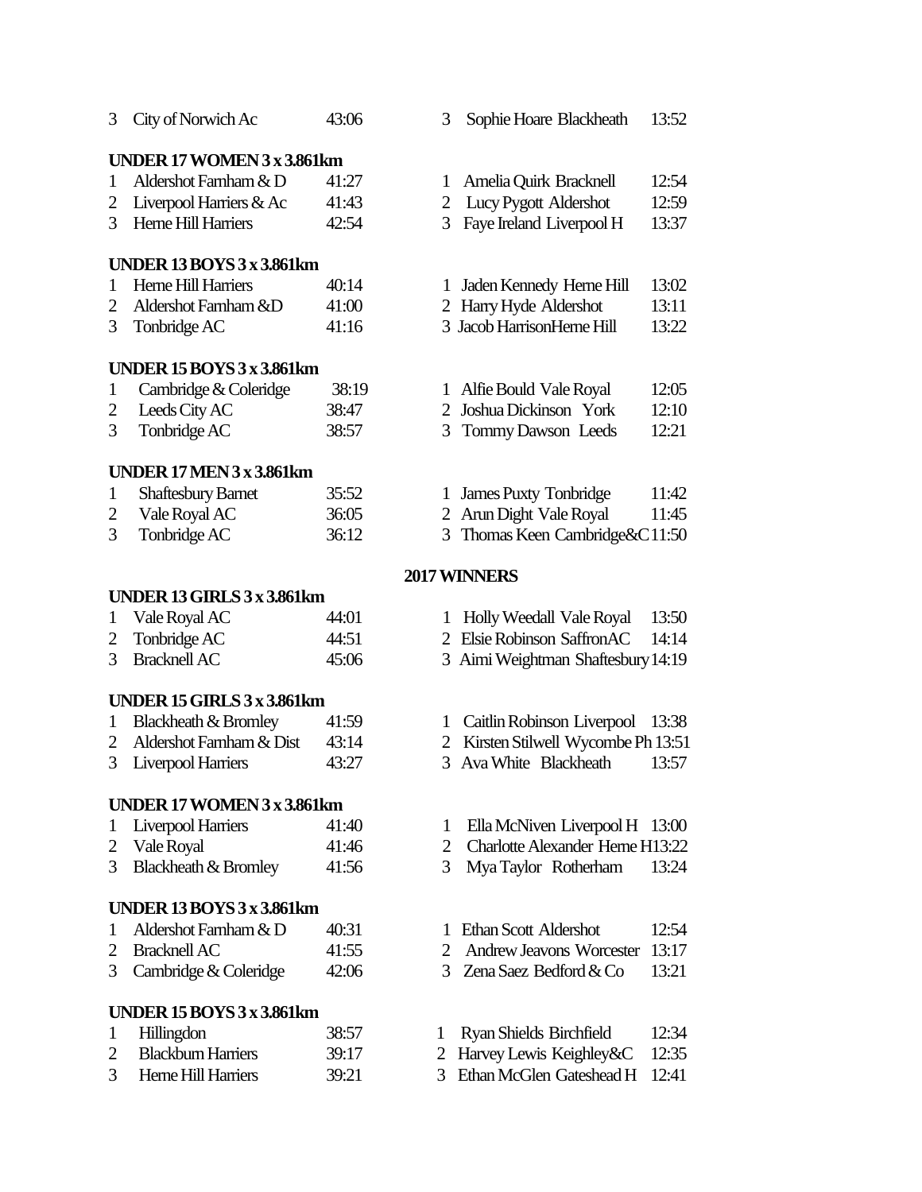| | | | | |
|---|---|---|---|---|
| 3 | City of Norwich Ac | 43:06 | 3 Sophie Hoare Blackheath | 13:52 |

**UNDER 17 WOMEN 3 x 3.861km**

| | | | | |
|---|---|---|---|---|
| 1 | Aldershot Farnham & D | 41:27 | 1 Amelia Quirk Bracknell | 12:54 |
| 2 | Liverpool Harriers & Ac | 41:43 | 2 Lucy Pygott Aldershot | 12:59 |
| 3 | Herne Hill Harriers | 42:54 | 3 Faye Ireland Liverpool H | 13:37 |

**UNDER 13 BOYS 3 x 3.861km**

| | | | | |
|---|---|---|---|---|
| 1 | Herne Hill Harriers | 40:14 | 1 Jaden Kennedy Herne Hill | 13:02 |
| 2 | Aldershot Farnham &D | 41:00 | 2 Harry Hyde Aldershot | 13:11 |
| 3 | Tonbridge AC | 41:16 | 3 Jacob HarrisonHerne Hill | 13:22 |

**UNDER 15 BOYS 3 x 3.861km**

| | | | | |
|---|---|---|---|---|
| 1 | Cambridge & Coleridge | 38:19 | 1 Alfie Bould Vale Royal | 12:05 |
| 2 | Leeds City AC | 38:47 | 2 Joshua Dickinson York | 12:10 |
| 3 | Tonbridge AC | 38:57 | 3 Tommy Dawson Leeds | 12:21 |

**UNDER 17 MEN 3 x 3.861km**

| | | | | |
|---|---|---|---|---|
| 1 | Shaftesbury Barnet | 35:52 | 1 James Puxty Tonbridge | 11:42 |
| 2 | Vale Royal AC | 36:05 | 2 Arun Dight Vale Royal | 11:45 |
| 3 | Tonbridge AC | 36:12 | 3 Thomas Keen Cambridge&C | 11:50 |

## 2017 WINNERS

**UNDER 13 GIRLS 3 x 3.861km**

| | | | | |
|---|---|---|---|---|
| 1 | Vale Royal AC | 44:01 | 1 Holly Weedall Vale Royal | 13:50 |
| 2 | Tonbridge AC | 44:51 | 2 Elsie Robinson SaffronAC | 14:14 |
| 3 | Bracknell AC | 45:06 | 3 Aimi Weightman Shaftesbury | 14:19 |

**UNDER 15 GIRLS 3 x 3.861km**

| | | | | |
|---|---|---|---|---|
| 1 | Blackheath & Bromley | 41:59 | 1 Caitlin Robinson Liverpool | 13:38 |
| 2 | Aldershot Farnham & Dist | 43:14 | 2 Kirsten Stilwell Wycombe Ph | 13:51 |
| 3 | Liverpool Harriers | 43:27 | 3 Ava White Blackheath | 13:57 |

**UNDER 17 WOMEN 3 x 3.861km**

| | | | | |
|---|---|---|---|---|
| 1 | Liverpool Harriers | 41:40 | 1 Ella McNiven Liverpool H | 13:00 |
| 2 | Vale Royal | 41:46 | 2 Charlotte Alexander Herne H | 13:22 |
| 3 | Blackheath & Bromley | 41:56 | 3 Mya Taylor Rotherham | 13:24 |

**UNDER 13 BOYS 3 x 3.861km**

| | | | | |
|---|---|---|---|---|
| 1 | Aldershot Farnham & D | 40:31 | 1 Ethan Scott Aldershot | 12:54 |
| 2 | Bracknell AC | 41:55 | 2 Andrew Jeavons Worcester | 13:17 |
| 3 | Cambridge & Coleridge | 42:06 | 3 Zena Saez Bedford & Co | 13:21 |

**UNDER 15 BOYS 3 x 3.861km**

| | | | | |
|---|---|---|---|---|
| 1 | Hillingdon | 38:57 | 1 Ryan Shields Birchfield | 12:34 |
| 2 | Blackburn Harriers | 39:17 | 2 Harvey Lewis Keighley&C | 12:35 |
| 3 | Herne Hill Harriers | 39:21 | 3 Ethan McGlen Gateshead H | 12:41 |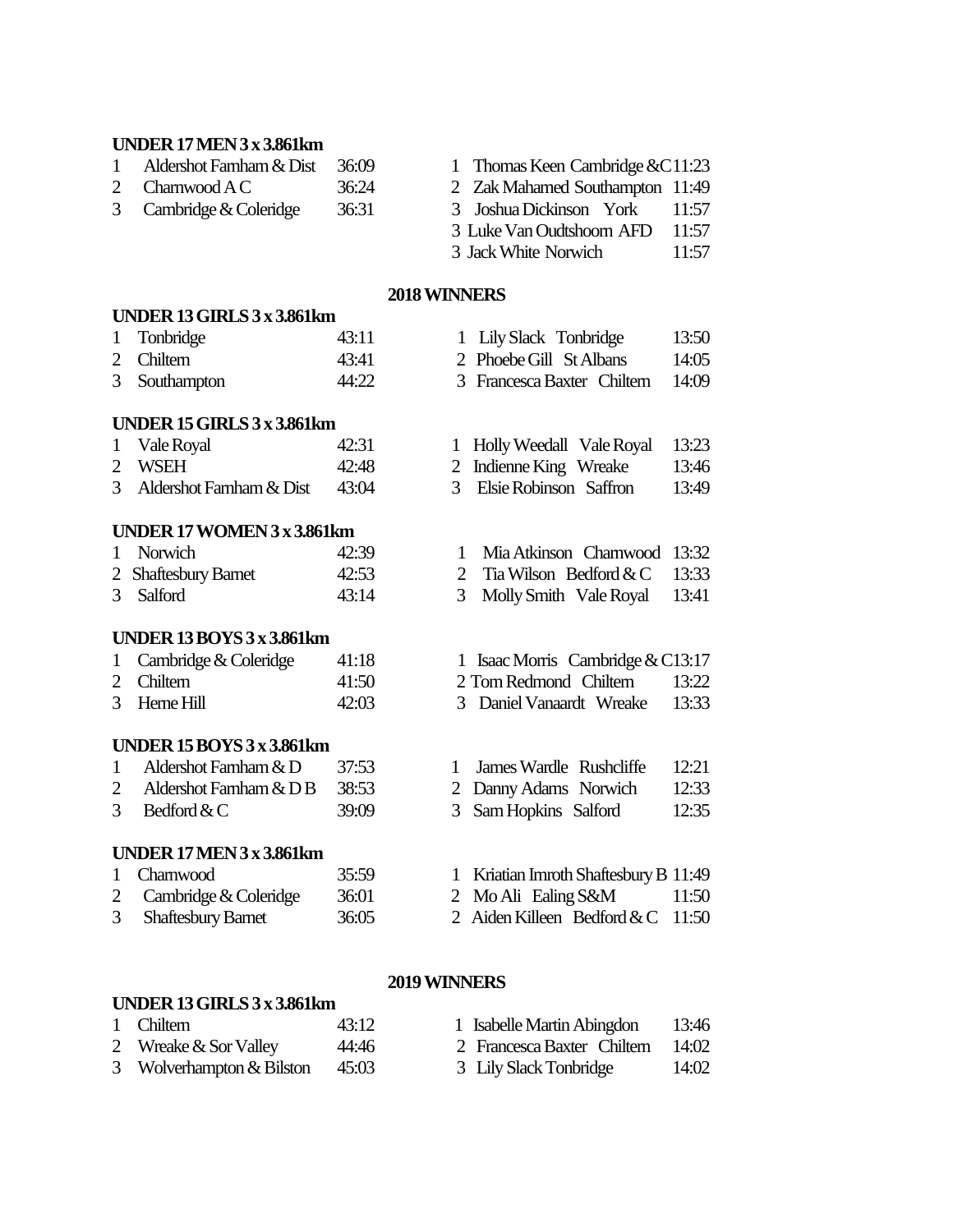**UNDER 17 MEN 3 x 3.861km**

| | Team | Time | | Individual | Time |
|---|---|---|---|---|---|
| 1 | Aldershot Farnham & Dist | 36:09 | 1 | Thomas Keen Cambridge &C | 11:23 |
| 2 | Charnwood A C | 36:24 | 2 | Zak Mahamed Southampton | 11:49 |
| 3 | Cambridge & Coleridge | 36:31 | 3 | Joshua Dickinson York | 11:57 |
| | | | 3 | Luke Van Oudtshoorn AFD | 11:57 |
| | | | 3 | Jack White Norwich | 11:57 |

## 2018 WINNERS

**UNDER 13 GIRLS 3 x 3.861km**

| | Team | Time | | Individual | Time |
|---|---|---|---|---|---|
| 1 | Tonbridge | 43:11 | 1 | Lily Slack Tonbridge | 13:50 |
| 2 | Chiltern | 43:41 | 2 | Phoebe Gill St Albans | 14:05 |
| 3 | Southampton | 44:22 | 3 | Francesca Baxter Chiltern | 14:09 |

**UNDER 15 GIRLS 3 x 3.861km**

| | Team | Time | | Individual | Time |
|---|---|---|---|---|---|
| 1 | Vale Royal | 42:31 | 1 | Holly Weedall Vale Royal | 13:23 |
| 2 | WSEH | 42:48 | 2 | Indienne King Wreake | 13:46 |
| 3 | Aldershot Farnham & Dist | 43:04 | 3 | Elsie Robinson Saffron | 13:49 |

**UNDER 17 WOMEN 3 x 3.861km**

| | Team | Time | | Individual | Time |
|---|---|---|---|---|---|
| 1 | Norwich | 42:39 | 1 | Mia Atkinson Charnwood | 13:32 |
| 2 | Shaftesbury Barnet | 42:53 | 2 | Tia Wilson Bedford & C | 13:33 |
| 3 | Salford | 43:14 | 3 | Molly Smith Vale Royal | 13:41 |

**UNDER 13 BOYS 3 x 3.861km**

| | Team | Time | | Individual | Time |
|---|---|---|---|---|---|
| 1 | Cambridge & Coleridge | 41:18 | 1 | Isaac Morris Cambridge & C | 13:17 |
| 2 | Chiltern | 41:50 | 2 | Tom Redmond Chiltern | 13:22 |
| 3 | Herne Hill | 42:03 | 3 | Daniel Vanaardt Wreake | 13:33 |

**UNDER 15 BOYS 3 x 3.861km**

| | Team | Time | | Individual | Time |
|---|---|---|---|---|---|
| 1 | Aldershot Farnham & D | 37:53 | 1 | James Wardle Rushcliffe | 12:21 |
| 2 | Aldershot Farnham & D B | 38:53 | 2 | Danny Adams Norwich | 12:33 |
| 3 | Bedford & C | 39:09 | 3 | Sam Hopkins Salford | 12:35 |

**UNDER 17 MEN 3 x 3.861km**

| | Team | Time | | Individual | Time |
|---|---|---|---|---|---|
| 1 | Charnwood | 35:59 | 1 | Kriatian Imroth Shaftesbury B | 11:49 |
| 2 | Cambridge & Coleridge | 36:01 | 2 | Mo Ali Ealing S&M | 11:50 |
| 3 | Shaftesbury Barnet | 36:05 | 2 | Aiden Killeen Bedford & C | 11:50 |

## 2019 WINNERS

**UNDER 13 GIRLS 3 x 3.861km**

| | Team | Time | | Individual | Time |
|---|---|---|---|---|---|
| 1 | Chiltern | 43:12 | 1 | Isabelle Martin Abingdon | 13:46 |
| 2 | Wreake & Sor Valley | 44:46 | 2 | Francesca Baxter Chiltern | 14:02 |
| 3 | Wolverhampton & Bilston | 45:03 | 3 | Lily Slack Tonbridge | 14:02 |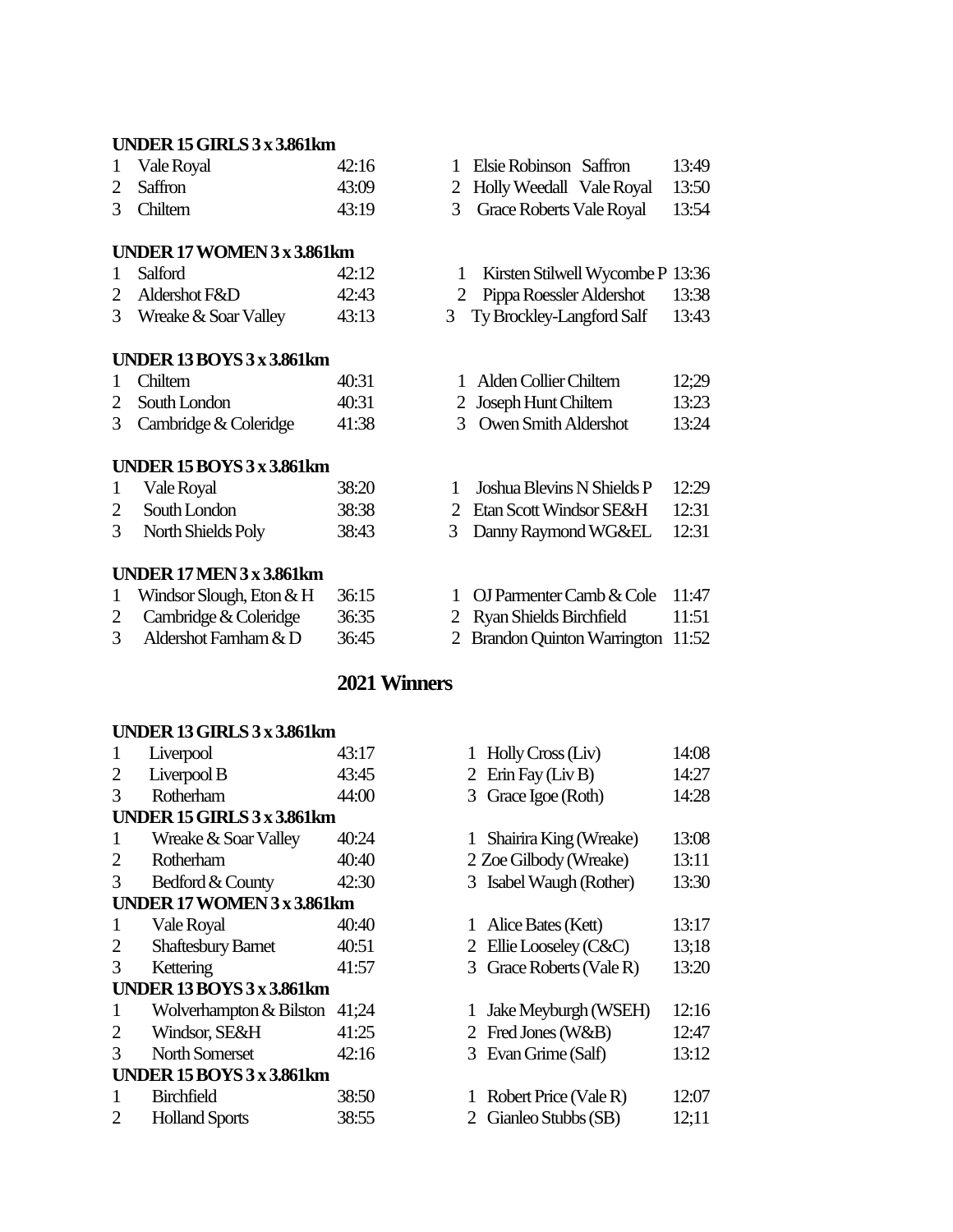**UNDER 15 GIRLS 3 x 3.861km**

| | Team | Time | | Individual | Time |
|---|---|---|---|---|---|
| 1 | Vale Royal | 42:16 | 1 | Elsie Robinson Saffron | 13:49 |
| 2 | Saffron | 43:09 | 2 | Holly Weedall Vale Royal | 13:50 |
| 3 | Chiltern | 43:19 | 3 | Grace Roberts Vale Royal | 13:54 |

**UNDER 17 WOMEN 3 x 3.861km**

| | Team | Time | | Individual | Time |
|---|---|---|---|---|---|
| 1 | Salford | 42:12 | 1 | Kirsten Stilwell Wycombe P | 13:36 |
| 2 | Aldershot F&D | 42:43 | 2 | Pippa Roessler Aldershot | 13:38 |
| 3 | Wreake & Soar Valley | 43:13 | 3 | Ty Brockley-Langford Salf | 13:43 |

**UNDER 13 BOYS 3 x 3.861km**

| | Team | Time | | Individual | Time |
|---|---|---|---|---|---|
| 1 | Chiltern | 40:31 | 1 | Alden Collier Chiltern | 12;29 |
| 2 | South London | 40:31 | 2 | Joseph Hunt Chiltern | 13:23 |
| 3 | Cambridge & Coleridge | 41:38 | 3 | Owen Smith Aldershot | 13:24 |

**UNDER 15 BOYS 3 x 3.861km**

| | Team | Time | | Individual | Time |
|---|---|---|---|---|---|
| 1 | Vale Royal | 38:20 | 1 | Joshua Blevins N Shields P | 12:29 |
| 2 | South London | 38:38 | 2 | Etan Scott Windsor SE&H | 12:31 |
| 3 | North Shields Poly | 38:43 | 3 | Danny Raymond WG&EL | 12:31 |

**UNDER 17 MEN 3 x 3.861km**

| | Team | Time | | Individual | Time |
|---|---|---|---|---|---|
| 1 | Windsor Slough, Eton & H | 36:15 | 1 | OJ Parmenter Camb & Cole | 11:47 |
| 2 | Cambridge & Coleridge | 36:35 | 2 | Ryan Shields Birchfield | 11:51 |
| 3 | Aldershot Farnham & D | 36:45 | 2 | Brandon Quinton Warrington | 11:52 |

## 2021 Winners

**UNDER 13 GIRLS 3 x 3.861km**

| | Team | Time | | Individual | Time |
|---|---|---|---|---|---|
| 1 | Liverpool | 43:17 | 1 | Holly Cross (Liv) | 14:08 |
| 2 | Liverpool B | 43:45 | 2 | Erin Fay (Liv B) | 14:27 |
| 3 | Rotherham | 44:00 | 3 | Grace Igoe (Roth) | 14:28 |

**UNDER 15 GIRLS 3 x 3.861km**

| | Team | Time | | Individual | Time |
|---|---|---|---|---|---|
| 1 | Wreake & Soar Valley | 40:24 | 1 | Shairira King (Wreake) | 13:08 |
| 2 | Rotherham | 40:40 | 2 | Zoe Gilbody (Wreake) | 13:11 |
| 3 | Bedford & County | 42:30 | 3 | Isabel Waugh (Rother) | 13:30 |

**UNDER 17 WOMEN 3 x 3.861km**

| | Team | Time | | Individual | Time |
|---|---|---|---|---|---|
| 1 | Vale Royal | 40:40 | 1 | Alice Bates (Kett) | 13:17 |
| 2 | Shaftesbury Barnet | 40:51 | 2 | Ellie Looseley (C&C) | 13;18 |
| 3 | Kettering | 41:57 | 3 | Grace Roberts (Vale R) | 13:20 |

**UNDER 13 BOYS 3 x 3.861km**

| | Team | Time | | Individual | Time |
|---|---|---|---|---|---|
| 1 | Wolverhampton & Bilston | 41;24 | 1 | Jake Meyburgh (WSEH) | 12:16 |
| 2 | Windsor, SE&H | 41:25 | 2 | Fred Jones (W&B) | 12:47 |
| 3 | North Somerset | 42:16 | 3 | Evan Grime (Salf) | 13:12 |

**UNDER 15 BOYS 3 x 3.861km**

| | Team | Time | | Individual | Time |
|---|---|---|---|---|---|
| 1 | Birchfield | 38:50 | 1 | Robert Price (Vale R) | 12:07 |
| 2 | Holland Sports | 38:55 | 2 | Gianleo Stubbs (SB) | 12;11 |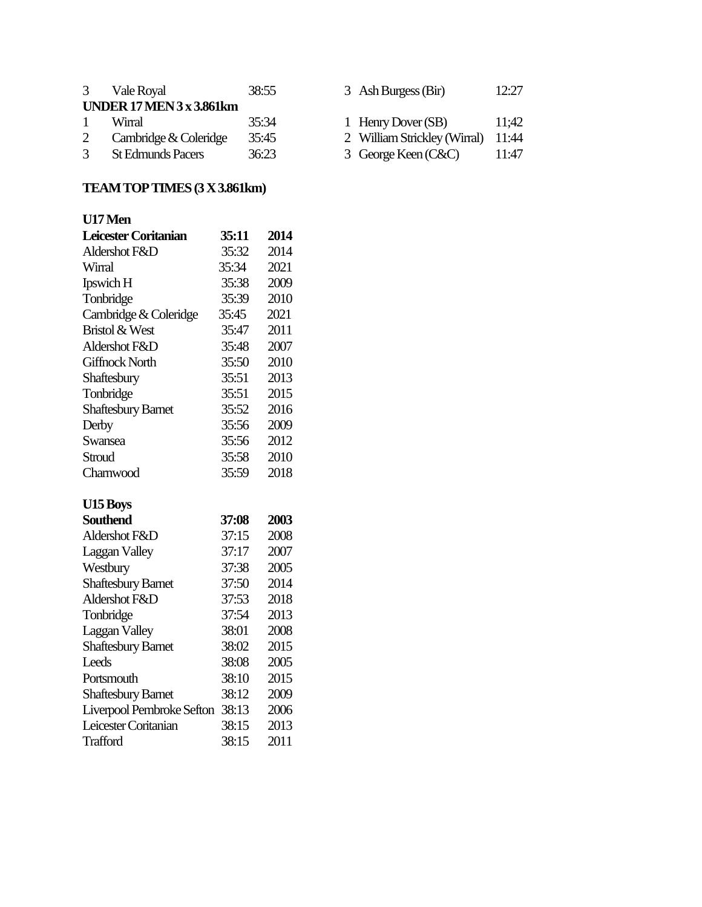| | | | | |
|---|---|---|---|---|
| 3 | Vale Royal | 38:55 | 3 Ash Burgess (Bir) | 12:27 |

**UNDER 17 MEN 3 x 3.861km**

| | | | | |
|---|---|---|---|---|
| 1 | Wirral | 35:34 | 1 Henry Dover (SB) | 11;42 |
| 2 | Cambridge & Coleridge | 35:45 | 2 William Strickley (Wirral) | 11:44 |
| 3 | St Edmunds Pacers | 36:23 | 3 George Keen (C&C) | 11:47 |

**TEAM TOP TIMES (3 X 3.861km)**

**U17 Men**

| | | |
|---|---|---|
| **Leicester Coritanian** | **35:11** | **2014** |
| Aldershot F&D | 35:32 | 2014 |
| Wirral | 35:34 | 2021 |
| Ipswich H | 35:38 | 2009 |
| Tonbridge | 35:39 | 2010 |
| Cambridge & Coleridge | 35:45 | 2021 |
| Bristol & West | 35:47 | 2011 |
| Aldershot F&D | 35:48 | 2007 |
| Giffnock North | 35:50 | 2010 |
| Shaftesbury | 35:51 | 2013 |
| Tonbridge | 35:51 | 2015 |
| Shaftesbury Barnet | 35:52 | 2016 |
| Derby | 35:56 | 2009 |
| Swansea | 35:56 | 2012 |
| Stroud | 35:58 | 2010 |
| Charnwood | 35:59 | 2018 |

**U15 Boys**

| | | |
|---|---|---|
| **Southend** | **37:08** | **2003** |
| Aldershot F&D | 37:15 | 2008 |
| Laggan Valley | 37:17 | 2007 |
| Westbury | 37:38 | 2005 |
| Shaftesbury Barnet | 37:50 | 2014 |
| Aldershot F&D | 37:53 | 2018 |
| Tonbridge | 37:54 | 2013 |
| Laggan Valley | 38:01 | 2008 |
| Shaftesbury Barnet | 38:02 | 2015 |
| Leeds | 38:08 | 2005 |
| Portsmouth | 38:10 | 2015 |
| Shaftesbury Barnet | 38:12 | 2009 |
| Liverpool Pembroke Sefton | 38:13 | 2006 |
| Leicester Coritanian | 38:15 | 2013 |
| Trafford | 38:15 | 2011 |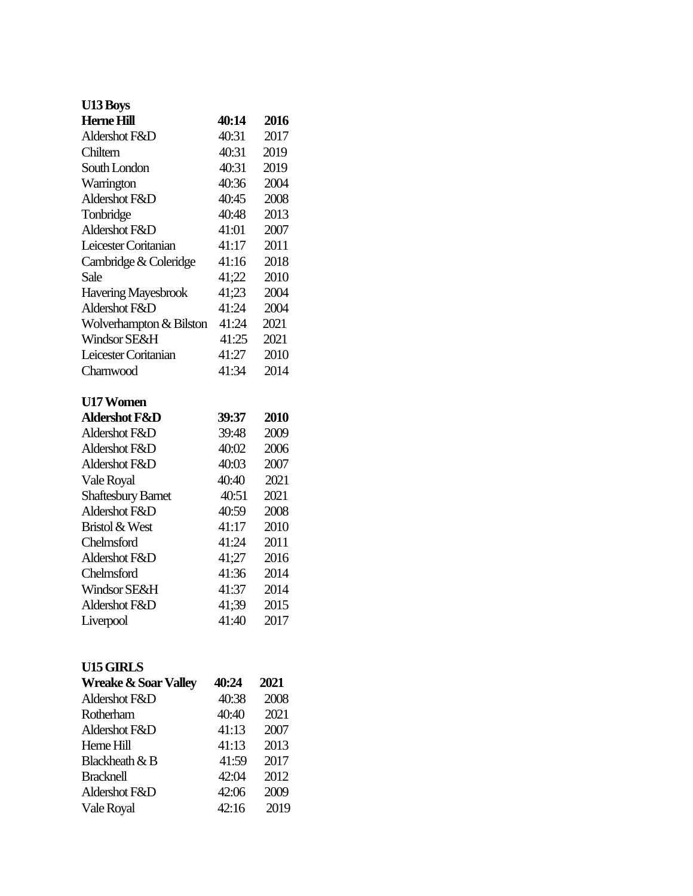**U13 Boys**

| | | |
|---|---|---|
| **Herne Hill** | **40:14** | **2016** |
| Aldershot F&D | 40:31 | 2017 |
| Chiltern | 40:31 | 2019 |
| South London | 40:31 | 2019 |
| Warrington | 40:36 | 2004 |
| Aldershot F&D | 40:45 | 2008 |
| Tonbridge | 40:48 | 2013 |
| Aldershot F&D | 41:01 | 2007 |
| Leicester Coritanian | 41:17 | 2011 |
| Cambridge & Coleridge | 41:16 | 2018 |
| Sale | 41;22 | 2010 |
| Havering Mayesbrook | 41;23 | 2004 |
| Aldershot F&D | 41:24 | 2004 |
| Wolverhampton & Bilston | 41:24 | 2021 |
| Windsor SE&H | 41:25 | 2021 |
| Leicester Coritanian | 41:27 | 2010 |
| Charnwood | 41:34 | 2014 |

**U17 Women**

| | | |
|---|---|---|
| **Aldershot F&D** | **39:37** | **2010** |
| Aldershot F&D | 39:48 | 2009 |
| Aldershot F&D | 40:02 | 2006 |
| Aldershot F&D | 40:03 | 2007 |
| Vale Royal | 40:40 | 2021 |
| Shaftesbury Barnet | 40:51 | 2021 |
| Aldershot F&D | 40:59 | 2008 |
| Bristol & West | 41:17 | 2010 |
| Chelmsford | 41:24 | 2011 |
| Aldershot F&D | 41;27 | 2016 |
| Chelmsford | 41:36 | 2014 |
| Windsor SE&H | 41:37 | 2014 |
| Aldershot F&D | 41;39 | 2015 |
| Liverpool | 41:40 | 2017 |

**U15 GIRLS**

| | | |
|---|---|---|
| **Wreake & Soar Valley** | **40:24** | **2021** |
| Aldershot F&D | 40:38 | 2008 |
| Rotherham | 40:40 | 2021 |
| Aldershot F&D | 41:13 | 2007 |
| Herne Hill | 41:13 | 2013 |
| Blackheath & B | 41:59 | 2017 |
| Bracknell | 42:04 | 2012 |
| Aldershot F&D | 42:06 | 2009 |
| Vale Royal | 42:16 | 2019 |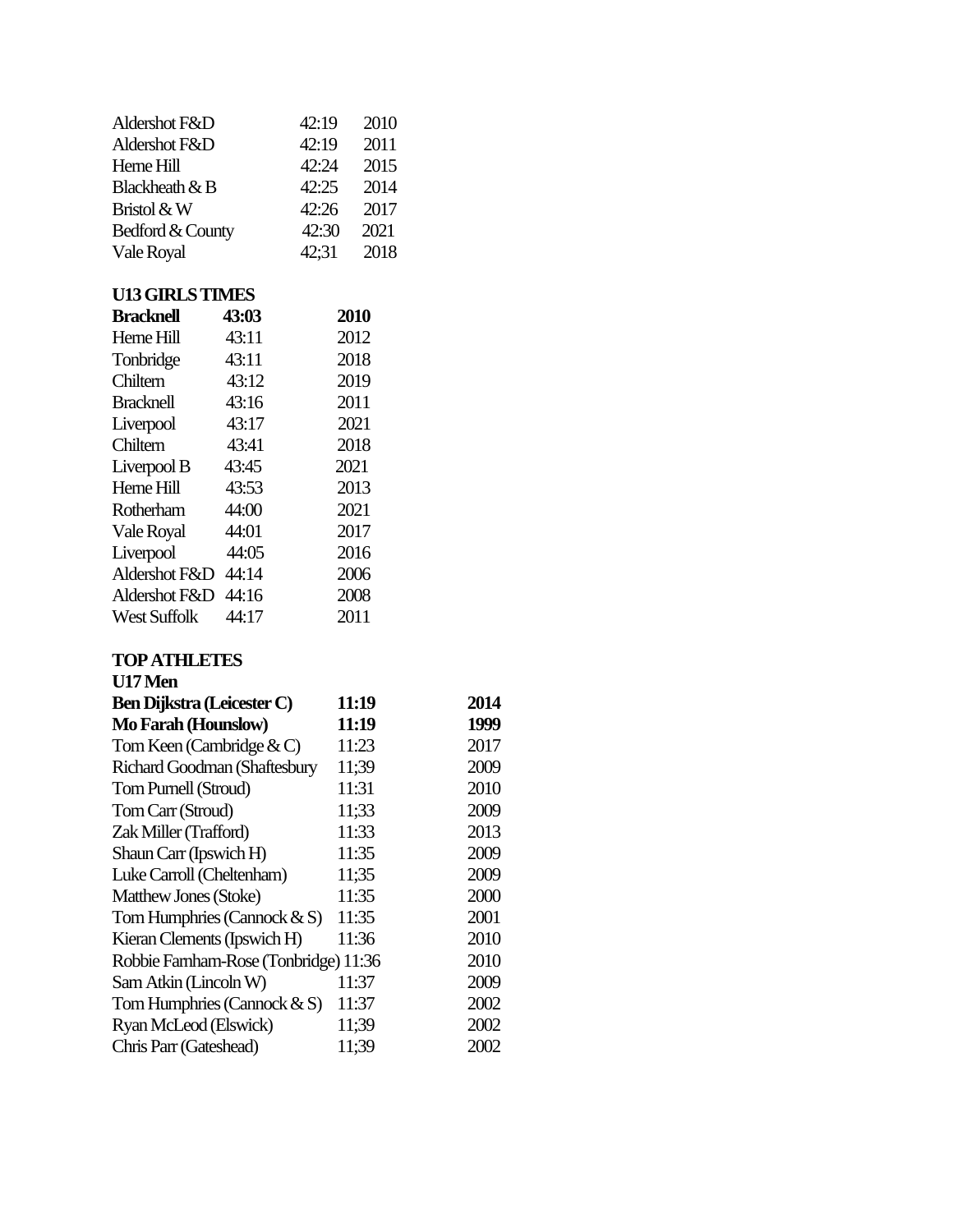| | | |
|---|---|---|
| Aldershot F&D | 42:19 | 2010 |
| Aldershot F&D | 42:19 | 2011 |
| Herne Hill | 42:24 | 2015 |
| Blackheath & B | 42:25 | 2014 |
| Bristol & W | 42:26 | 2017 |
| Bedford & County | 42:30 | 2021 |
| Vale Royal | 42;31 | 2018 |

**U13 GIRLS TIMES**

| | | |
|---|---|---|
| **Bracknell** | **43:03** | **2010** |
| Herne Hill | 43:11 | 2012 |
| Tonbridge | 43:11 | 2018 |
| Chiltern | 43:12 | 2019 |
| Bracknell | 43:16 | 2011 |
| Liverpool | 43:17 | 2021 |
| Chiltern | 43:41 | 2018 |
| Liverpool B | 43:45 | 2021 |
| Herne Hill | 43:53 | 2013 |
| Rotherham | 44:00 | 2021 |
| Vale Royal | 44:01 | 2017 |
| Liverpool | 44:05 | 2016 |
| Aldershot F&D | 44:14 | 2006 |
| Aldershot F&D | 44:16 | 2008 |
| West Suffolk | 44:17 | 2011 |

**TOP ATHLETES**

**U17 Men**

| | | |
|---|---|---|
| **Ben Dijkstra (Leicester C)** | **11:19** | **2014** |
| **Mo Farah (Hounslow)** | **11:19** | **1999** |
| Tom Keen (Cambridge & C) | 11:23 | 2017 |
| Richard Goodman (Shaftesbury | 11;39 | 2009 |
| Tom Purnell (Stroud) | 11:31 | 2010 |
| Tom Carr (Stroud) | 11;33 | 2009 |
| Zak Miller (Trafford) | 11:33 | 2013 |
| Shaun Carr (Ipswich H) | 11:35 | 2009 |
| Luke Carroll (Cheltenham) | 11;35 | 2009 |
| Matthew Jones (Stoke) | 11:35 | 2000 |
| Tom Humphries (Cannock & S) | 11:35 | 2001 |
| Kieran Clements (Ipswich H) | 11:36 | 2010 |
| Robbie Farnham-Rose (Tonbridge) | 11:36 | 2010 |
| Sam Atkin (Lincoln W) | 11:37 | 2009 |
| Tom Humphries (Cannock & S) | 11:37 | 2002 |
| Ryan McLeod (Elswick) | 11;39 | 2002 |
| Chris Parr (Gateshead) | 11;39 | 2002 |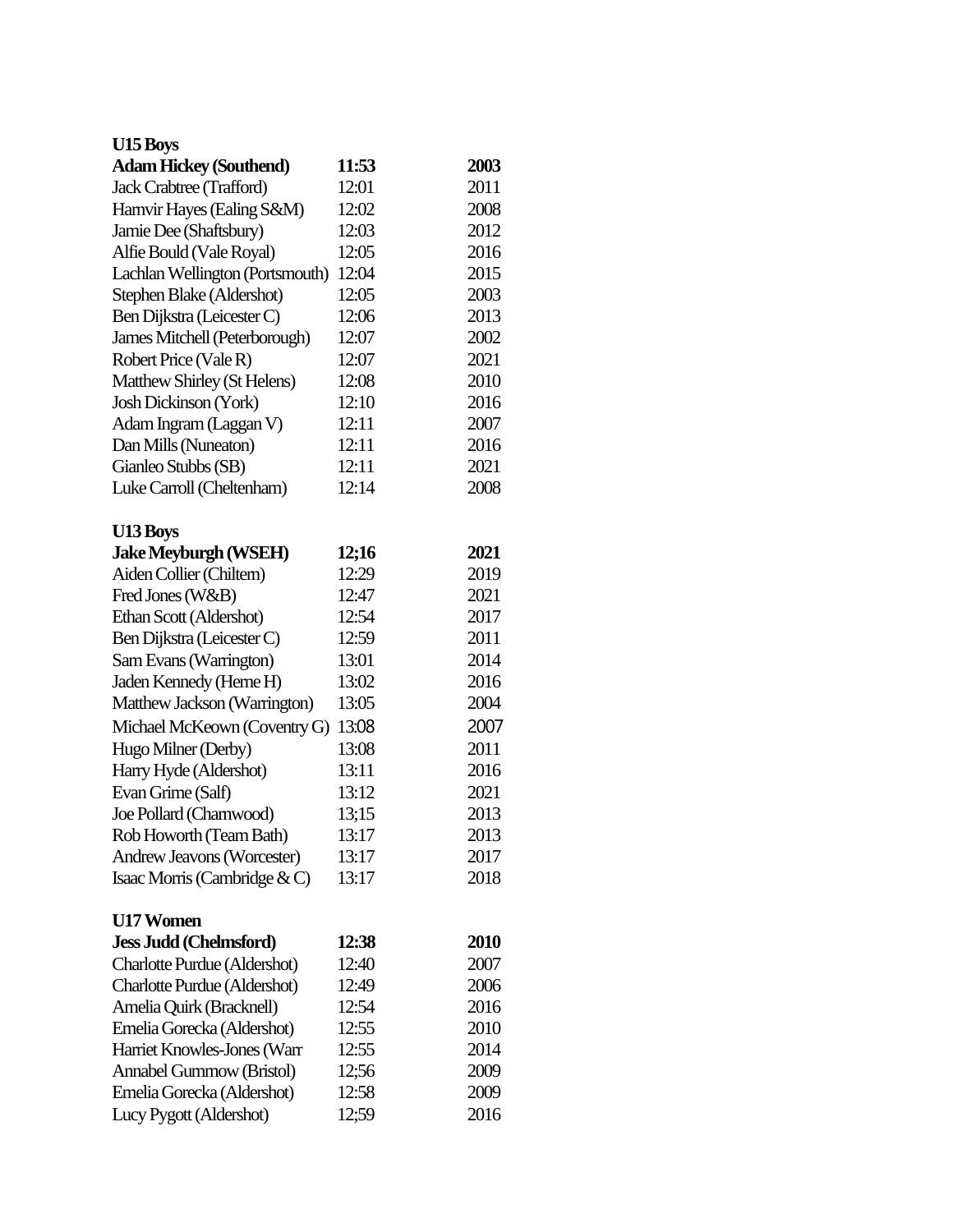**U15 Boys**

| | | |
|---|---|---|
| **Adam Hickey (Southend)** | **11:53** | **2003** |
| Jack Crabtree (Trafford) | 12:01 | 2011 |
| Harnvir Hayes (Ealing S&M) | 12:02 | 2008 |
| Jamie Dee (Shaftsbury) | 12:03 | 2012 |
| Alfie Bould (Vale Royal) | 12:05 | 2016 |
| Lachlan Wellington (Portsmouth) | 12:04 | 2015 |
| Stephen Blake (Aldershot) | 12:05 | 2003 |
| Ben Dijkstra (Leicester C) | 12:06 | 2013 |
| James Mitchell (Peterborough) | 12:07 | 2002 |
| Robert Price (Vale R) | 12:07 | 2021 |
| Matthew Shirley (St Helens) | 12:08 | 2010 |
| Josh Dickinson (York) | 12:10 | 2016 |
| Adam Ingram (Laggan V) | 12:11 | 2007 |
| Dan Mills (Nuneaton) | 12:11 | 2016 |
| Gianleo Stubbs (SB) | 12:11 | 2021 |
| Luke Carroll (Cheltenham) | 12:14 | 2008 |

**U13 Boys**

| | | |
|---|---|---|
| **Jake Meyburgh (WSEH)** | **12;16** | **2021** |
| Aiden Collier (Chiltern) | 12:29 | 2019 |
| Fred Jones (W&B) | 12:47 | 2021 |
| Ethan Scott (Aldershot) | 12:54 | 2017 |
| Ben Dijkstra (Leicester C) | 12:59 | 2011 |
| Sam Evans (Warrington) | 13:01 | 2014 |
| Jaden Kennedy (Herne H) | 13:02 | 2016 |
| Matthew Jackson (Warrington) | 13:05 | 2004 |
| Michael McKeown (Coventry G) | 13:08 | 2007 |
| Hugo Milner (Derby) | 13:08 | 2011 |
| Harry Hyde (Aldershot) | 13:11 | 2016 |
| Evan Grime (Salf) | 13:12 | 2021 |
| Joe Pollard (Charnwood) | 13;15 | 2013 |
| Rob Howorth (Team Bath) | 13:17 | 2013 |
| Andrew Jeavons (Worcester) | 13:17 | 2017 |
| Isaac Morris (Cambridge & C) | 13:17 | 2018 |

**U17 Women**

| | | |
|---|---|---|
| **Jess Judd (Chelmsford)** | **12:38** | **2010** |
| Charlotte Purdue (Aldershot) | 12:40 | 2007 |
| Charlotte Purdue (Aldershot) | 12:49 | 2006 |
| Amelia Quirk (Bracknell) | 12:54 | 2016 |
| Emelia Gorecka (Aldershot) | 12:55 | 2010 |
| Harriet Knowles-Jones (Warr | 12:55 | 2014 |
| Annabel Gummow (Bristol) | 12;56 | 2009 |
| Emelia Gorecka (Aldershot) | 12:58 | 2009 |
| Lucy Pygott (Aldershot) | 12;59 | 2016 |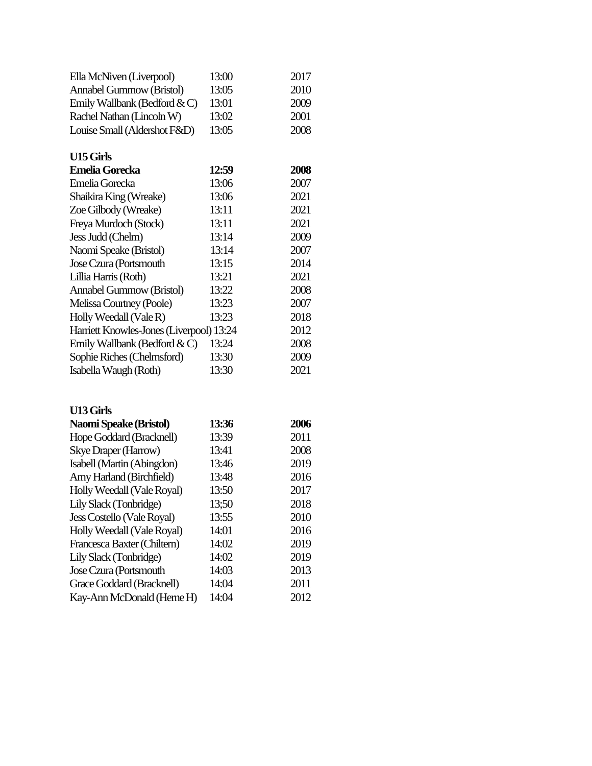| | | |
|---|---|---|
| Ella McNiven (Liverpool) | 13:00 | 2017 |
| Annabel Gummow (Bristol) | 13:05 | 2010 |
| Emily Wallbank (Bedford & C) | 13:01 | 2009 |
| Rachel Nathan (Lincoln W) | 13:02 | 2001 |
| Louise Small (Aldershot F&D) | 13:05 | 2008 |

**U15 Girls**

| | | |
|---|---|---|
| **Emelia Gorecka** | **12:59** | **2008** |
| Emelia Gorecka | 13:06 | 2007 |
| Shaikira King (Wreake) | 13:06 | 2021 |
| Zoe Gilbody (Wreake) | 13:11 | 2021 |
| Freya Murdoch (Stock) | 13:11 | 2021 |
| Jess Judd (Chelm) | 13:14 | 2009 |
| Naomi Speake (Bristol) | 13:14 | 2007 |
| Jose Czura (Portsmouth | 13:15 | 2014 |
| Lillia Harris (Roth) | 13:21 | 2021 |
| Annabel Gummow (Bristol) | 13:22 | 2008 |
| Melissa Courtney (Poole) | 13:23 | 2007 |
| Holly Weedall (Vale R) | 13:23 | 2018 |
| Harriett Knowles-Jones (Liverpool) | 13:24 | 2012 |
| Emily Wallbank (Bedford & C) | 13:24 | 2008 |
| Sophie Riches (Chelmsford) | 13:30 | 2009 |
| Isabella Waugh (Roth) | 13:30 | 2021 |

**U13 Girls**

| | | |
|---|---|---|
| **Naomi Speake (Bristol)** | **13:36** | **2006** |
| Hope Goddard (Bracknell) | 13:39 | 2011 |
| Skye Draper (Harrow) | 13:41 | 2008 |
| Isabell (Martin (Abingdon) | 13:46 | 2019 |
| Amy Harland (Birchfield) | 13:48 | 2016 |
| Holly Weedall (Vale Royal) | 13:50 | 2017 |
| Lily Slack (Tonbridge) | 13;50 | 2018 |
| Jess Costello (Vale Royal) | 13:55 | 2010 |
| Holly Weedall (Vale Royal) | 14:01 | 2016 |
| Francesca Baxter (Chiltern) | 14:02 | 2019 |
| Lily Slack (Tonbridge) | 14:02 | 2019 |
| Jose Czura (Portsmouth | 14:03 | 2013 |
| Grace Goddard (Bracknell) | 14:04 | 2011 |
| Kay-Ann McDonald (Herne H) | 14:04 | 2012 |